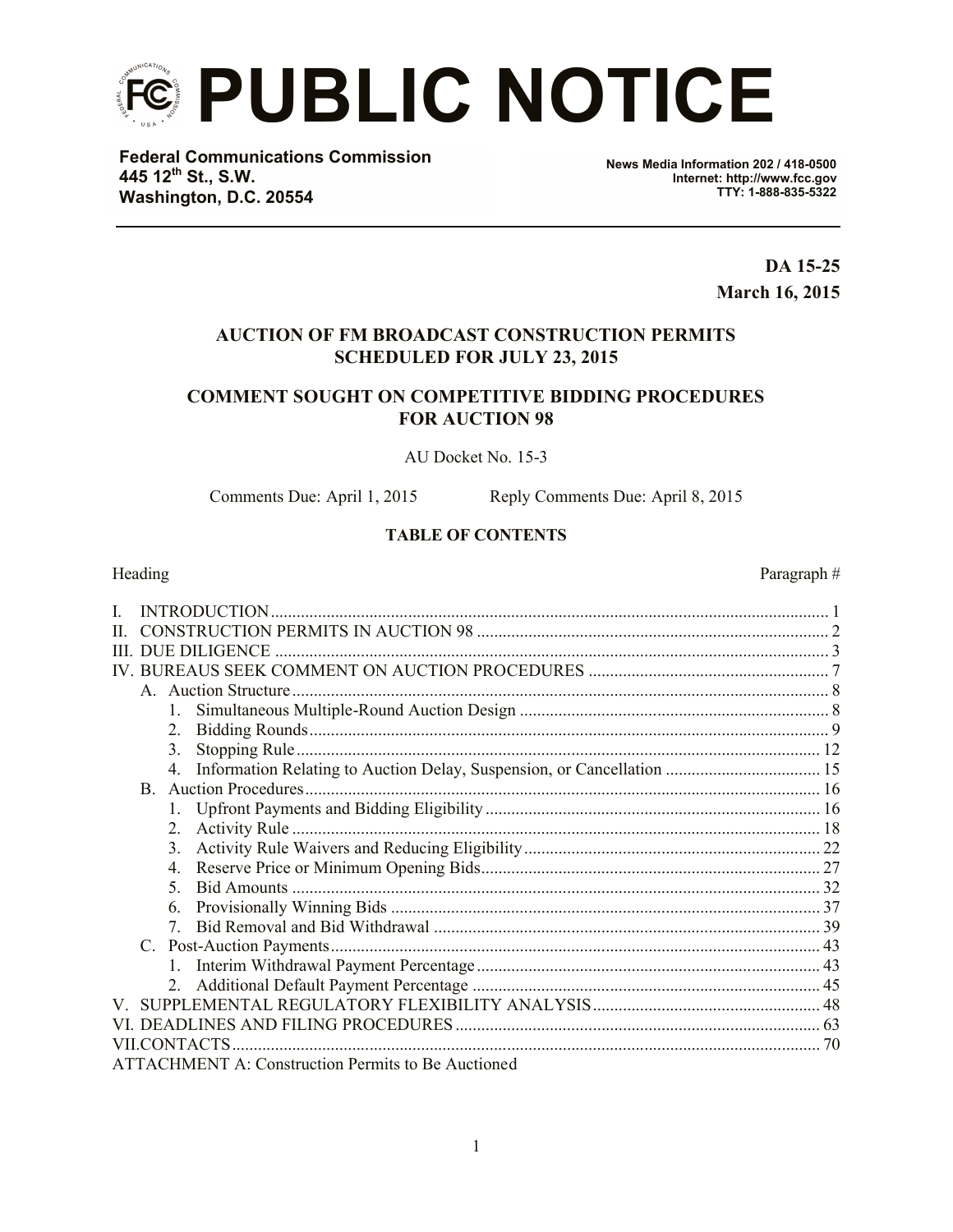# PUBLIC NOTICE

**Federal Communications Commission**
**445 12th St., S.W.**
**Washington, D.C. 20554**

**News Media Information 202 / 418-0500**
**Internet: http://www.fcc.gov**
**TTY: 1-888-835-5322**

**DA 15-25**
**March 16, 2015**

## AUCTION OF FM BROADCAST CONSTRUCTION PERMITS SCHEDULED FOR JULY 23, 2015

## COMMENT SOUGHT ON COMPETITIVE BIDDING PROCEDURES FOR AUCTION 98

AU Docket No. 15-3

Comments Due: April 1, 2015 Reply Comments Due: April 8, 2015

### TABLE OF CONTENTS

| Heading | Paragraph # |
|---|---|
| I. INTRODUCTION | 1 |
| II. CONSTRUCTION PERMITS IN AUCTION 98 | 2 |
| III. DUE DILIGENCE | 3 |
| IV. BUREAUS SEEK COMMENT ON AUCTION PROCEDURES | 7 |
| A. Auction Structure | 8 |
| 1. Simultaneous Multiple-Round Auction Design | 8 |
| 2. Bidding Rounds | 9 |
| 3. Stopping Rule | 12 |
| 4. Information Relating to Auction Delay, Suspension, or Cancellation | 15 |
| B. Auction Procedures | 16 |
| 1. Upfront Payments and Bidding Eligibility | 16 |
| 2. Activity Rule | 18 |
| 3. Activity Rule Waivers and Reducing Eligibility | 22 |
| 4. Reserve Price or Minimum Opening Bids | 27 |
| 5. Bid Amounts | 32 |
| 6. Provisionally Winning Bids | 37 |
| 7. Bid Removal and Bid Withdrawal | 39 |
| C. Post-Auction Payments | 43 |
| 1. Interim Withdrawal Payment Percentage | 43 |
| 2. Additional Default Payment Percentage | 45 |
| V. SUPPLEMENTAL REGULATORY FLEXIBILITY ANALYSIS | 48 |
| VI. DEADLINES AND FILING PROCEDURES | 63 |
| VII. CONTACTS | 70 |
| ATTACHMENT A: Construction Permits to Be Auctioned | |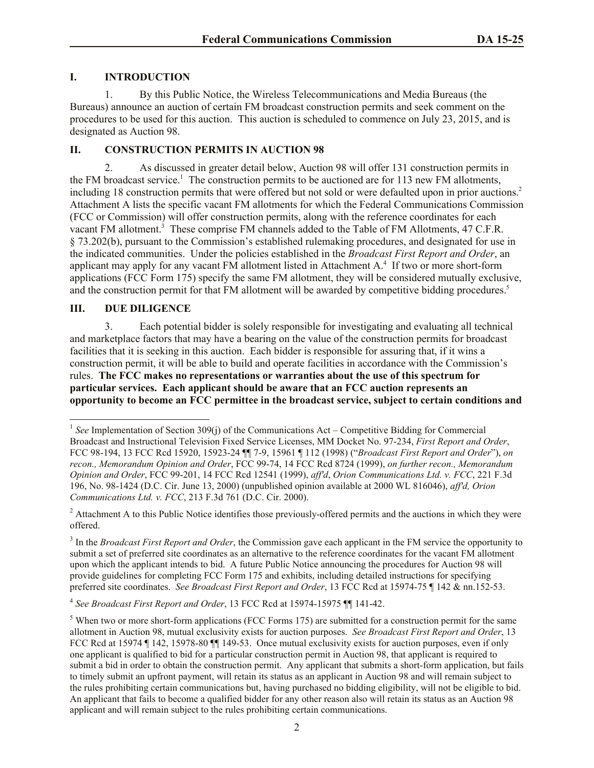## I. INTRODUCTION

1. By this Public Notice, the Wireless Telecommunications and Media Bureaus (the Bureaus) announce an auction of certain FM broadcast construction permits and seek comment on the procedures to be used for this auction. This auction is scheduled to commence on July 23, 2015, and is designated as Auction 98.

## II. CONSTRUCTION PERMITS IN AUCTION 98

2. As discussed in greater detail below, Auction 98 will offer 131 construction permits in the FM broadcast service.[1] The construction permits to be auctioned are for 113 new FM allotments, including 18 construction permits that were offered but not sold or were defaulted upon in prior auctions.[2] Attachment A lists the specific vacant FM allotments for which the Federal Communications Commission (FCC or Commission) will offer construction permits, along with the reference coordinates for each vacant FM allotment.[3] These comprise FM channels added to the Table of FM Allotments, 47 C.F.R. § 73.202(b), pursuant to the Commission's established rulemaking procedures, and designated for use in the indicated communities. Under the policies established in the *Broadcast First Report and Order*, an applicant may apply for any vacant FM allotment listed in Attachment A.[4] If two or more short-form applications (FCC Form 175) specify the same FM allotment, they will be considered mutually exclusive, and the construction permit for that FM allotment will be awarded by competitive bidding procedures.[5]

## III. DUE DILIGENCE

3. Each potential bidder is solely responsible for investigating and evaluating all technical and marketplace factors that may have a bearing on the value of the construction permits for broadcast facilities that it is seeking in this auction. Each bidder is responsible for assuring that, if it wins a construction permit, it will be able to build and operate facilities in accordance with the Commission's rules. **The FCC makes no representations or warranties about the use of this spectrum for particular services. Each applicant should be aware that an FCC auction represents an opportunity to become an FCC permittee in the broadcast service, subject to certain conditions and**

---

[1] *See* Implementation of Section 309(j) of the Communications Act – Competitive Bidding for Commercial Broadcast and Instructional Television Fixed Service Licenses, MM Docket No. 97-234, *First Report and Order*, FCC 98-194, 13 FCC Rcd 15920, 15923-24 ¶¶ 7-9, 15961 ¶ 112 (1998) ("*Broadcast First Report and Order*"), *on recon., Memorandum Opinion and Order*, FCC 99-74, 14 FCC Rcd 8724 (1999), *on further recon., Memorandum Opinion and Order*, FCC 99-201, 14 FCC Rcd 12541 (1999), *aff'd*, *Orion Communications Ltd. v. FCC*, 221 F.3d 196, No. 98-1424 (D.C. Cir. June 13, 2000) (unpublished opinion available at 2000 WL 816046), *aff'd, Orion Communications Ltd. v. FCC*, 213 F.3d 761 (D.C. Cir. 2000).

[2] Attachment A to this Public Notice identifies those previously-offered permits and the auctions in which they were offered.

[3] In the *Broadcast First Report and Order*, the Commission gave each applicant in the FM service the opportunity to submit a set of preferred site coordinates as an alternative to the reference coordinates for the vacant FM allotment upon which the applicant intends to bid. A future Public Notice announcing the procedures for Auction 98 will provide guidelines for completing FCC Form 175 and exhibits, including detailed instructions for specifying preferred site coordinates. *See Broadcast First Report and Order*, 13 FCC Rcd at 15974-75 ¶ 142 & nn.152-53.

[4] *See Broadcast First Report and Order*, 13 FCC Rcd at 15974-15975 ¶¶ 141-42.

[5] When two or more short-form applications (FCC Forms 175) are submitted for a construction permit for the same allotment in Auction 98, mutual exclusivity exists for auction purposes. *See Broadcast First Report and Order*, 13 FCC Rcd at 15974 ¶ 142, 15978-80 ¶¶ 149-53. Once mutual exclusivity exists for auction purposes, even if only one applicant is qualified to bid for a particular construction permit in Auction 98, that applicant is required to submit a bid in order to obtain the construction permit. Any applicant that submits a short-form application, but fails to timely submit an upfront payment, will retain its status as an applicant in Auction 98 and will remain subject to the rules prohibiting certain communications but, having purchased no bidding eligibility, will not be eligible to bid. An applicant that fails to become a qualified bidder for any other reason also will retain its status as an Auction 98 applicant and will remain subject to the rules prohibiting certain communications.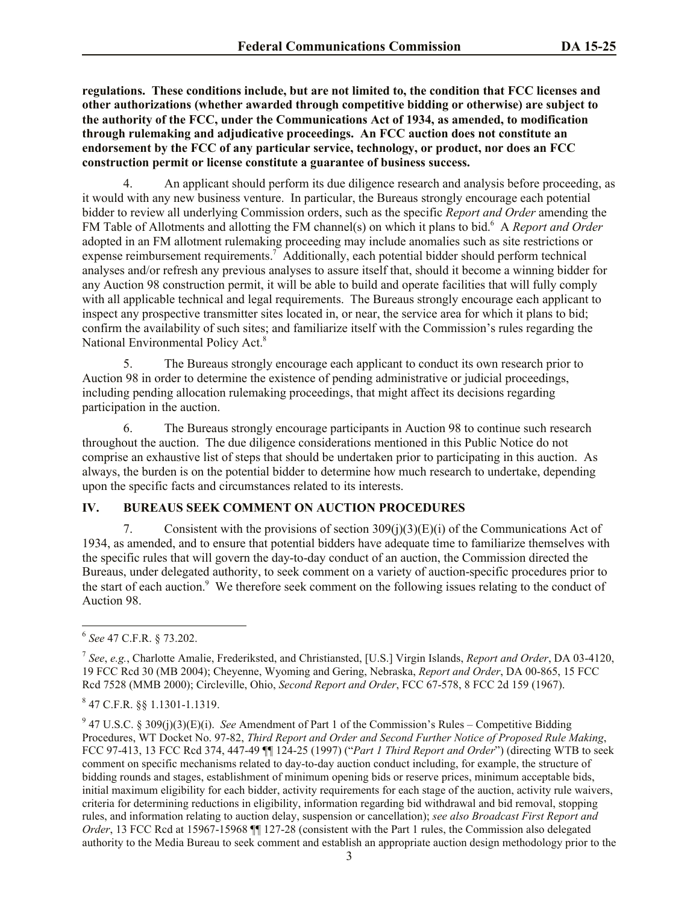**regulations. These conditions include, but are not limited to, the condition that FCC licenses and other authorizations (whether awarded through competitive bidding or otherwise) are subject to the authority of the FCC, under the Communications Act of 1934, as amended, to modification through rulemaking and adjudicative proceedings. An FCC auction does not constitute an endorsement by the FCC of any particular service, technology, or product, nor does an FCC construction permit or license constitute a guarantee of business success.**

4. An applicant should perform its due diligence research and analysis before proceeding, as it would with any new business venture. In particular, the Bureaus strongly encourage each potential bidder to review all underlying Commission orders, such as the specific *Report and Order* amending the FM Table of Allotments and allotting the FM channel(s) on which it plans to bid.[6] A *Report and Order* adopted in an FM allotment rulemaking proceeding may include anomalies such as site restrictions or expense reimbursement requirements.[7] Additionally, each potential bidder should perform technical analyses and/or refresh any previous analyses to assure itself that, should it become a winning bidder for any Auction 98 construction permit, it will be able to build and operate facilities that will fully comply with all applicable technical and legal requirements. The Bureaus strongly encourage each applicant to inspect any prospective transmitter sites located in, or near, the service area for which it plans to bid; confirm the availability of such sites; and familiarize itself with the Commission's rules regarding the National Environmental Policy Act.[8]

5. The Bureaus strongly encourage each applicant to conduct its own research prior to Auction 98 in order to determine the existence of pending administrative or judicial proceedings, including pending allocation rulemaking proceedings, that might affect its decisions regarding participation in the auction.

6. The Bureaus strongly encourage participants in Auction 98 to continue such research throughout the auction. The due diligence considerations mentioned in this Public Notice do not comprise an exhaustive list of steps that should be undertaken prior to participating in this auction. As always, the burden is on the potential bidder to determine how much research to undertake, depending upon the specific facts and circumstances related to its interests.

## IV. BUREAUS SEEK COMMENT ON AUCTION PROCEDURES

7. Consistent with the provisions of section 309(j)(3)(E)(i) of the Communications Act of 1934, as amended, and to ensure that potential bidders have adequate time to familiarize themselves with the specific rules that will govern the day-to-day conduct of an auction, the Commission directed the Bureaus, under delegated authority, to seek comment on a variety of auction-specific procedures prior to the start of each auction.[9] We therefore seek comment on the following issues relating to the conduct of Auction 98.

---

[6] *See* 47 C.F.R. § 73.202.

[7] *See*, *e.g.*, Charlotte Amalie, Frederiksted, and Christiansted, [U.S.] Virgin Islands, *Report and Order*, DA 03-4120, 19 FCC Rcd 30 (MB 2004); Cheyenne, Wyoming and Gering, Nebraska, *Report and Order*, DA 00-865, 15 FCC Rcd 7528 (MMB 2000); Circleville, Ohio, *Second Report and Order*, FCC 67-578, 8 FCC 2d 159 (1967).

[8] 47 C.F.R. §§ 1.1301-1.1319.

[9] 47 U.S.C. § 309(j)(3)(E)(i). *See* Amendment of Part 1 of the Commission's Rules – Competitive Bidding Procedures, WT Docket No. 97-82, *Third Report and Order and Second Further Notice of Proposed Rule Making*, FCC 97-413, 13 FCC Rcd 374, 447-49 ¶¶ 124-25 (1997) ("*Part 1 Third Report and Order*") (directing WTB to seek comment on specific mechanisms related to day-to-day auction conduct including, for example, the structure of bidding rounds and stages, establishment of minimum opening bids or reserve prices, minimum acceptable bids, initial maximum eligibility for each bidder, activity requirements for each stage of the auction, activity rule waivers, criteria for determining reductions in eligibility, information regarding bid withdrawal and bid removal, stopping rules, and information relating to auction delay, suspension or cancellation); *see also Broadcast First Report and Order*, 13 FCC Rcd at 15967-15968 ¶¶ 127-28 (consistent with the Part 1 rules, the Commission also delegated authority to the Media Bureau to seek comment and establish an appropriate auction design methodology prior to the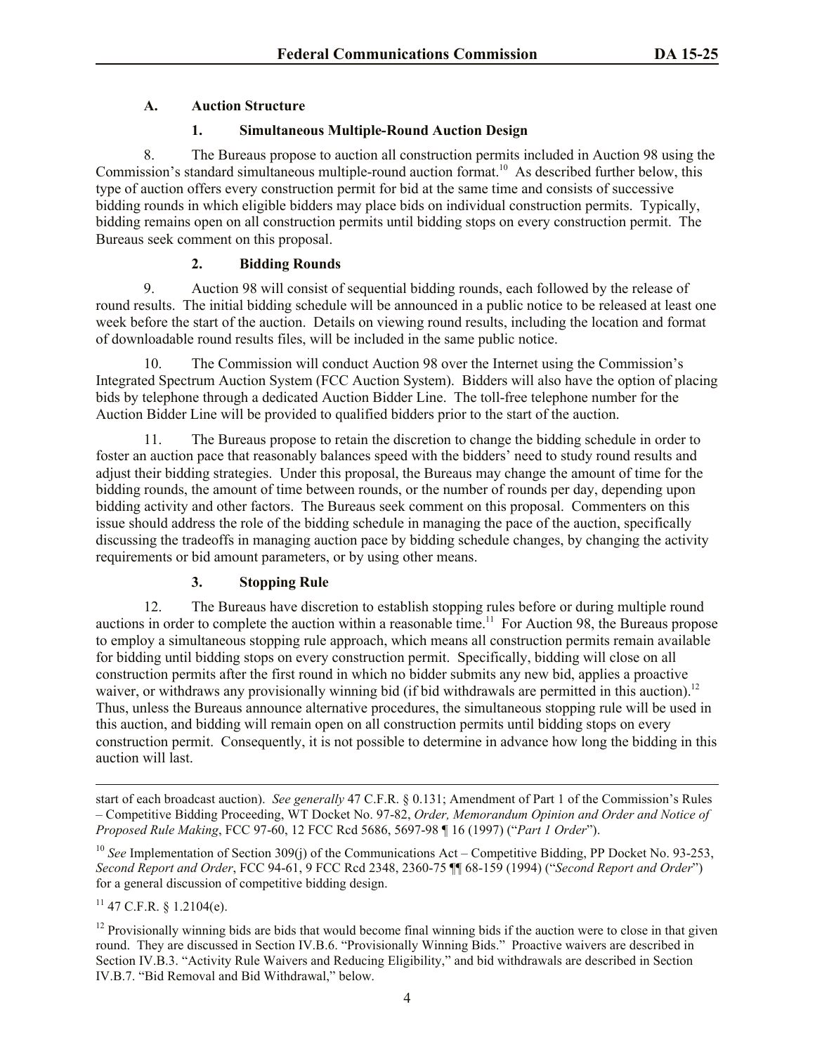### A. Auction Structure

#### 1. Simultaneous Multiple-Round Auction Design

8. The Bureaus propose to auction all construction permits included in Auction 98 using the Commission's standard simultaneous multiple-round auction format.[10] As described further below, this type of auction offers every construction permit for bid at the same time and consists of successive bidding rounds in which eligible bidders may place bids on individual construction permits. Typically, bidding remains open on all construction permits until bidding stops on every construction permit. The Bureaus seek comment on this proposal.

#### 2. Bidding Rounds

9. Auction 98 will consist of sequential bidding rounds, each followed by the release of round results. The initial bidding schedule will be announced in a public notice to be released at least one week before the start of the auction. Details on viewing round results, including the location and format of downloadable round results files, will be included in the same public notice.

10. The Commission will conduct Auction 98 over the Internet using the Commission's Integrated Spectrum Auction System (FCC Auction System). Bidders will also have the option of placing bids by telephone through a dedicated Auction Bidder Line. The toll-free telephone number for the Auction Bidder Line will be provided to qualified bidders prior to the start of the auction.

11. The Bureaus propose to retain the discretion to change the bidding schedule in order to foster an auction pace that reasonably balances speed with the bidders' need to study round results and adjust their bidding strategies. Under this proposal, the Bureaus may change the amount of time for the bidding rounds, the amount of time between rounds, or the number of rounds per day, depending upon bidding activity and other factors. The Bureaus seek comment on this proposal. Commenters on this issue should address the role of the bidding schedule in managing the pace of the auction, specifically discussing the tradeoffs in managing auction pace by bidding schedule changes, by changing the activity requirements or bid amount parameters, or by using other means.

#### 3. Stopping Rule

12. The Bureaus have discretion to establish stopping rules before or during multiple round auctions in order to complete the auction within a reasonable time.[11] For Auction 98, the Bureaus propose to employ a simultaneous stopping rule approach, which means all construction permits remain available for bidding until bidding stops on every construction permit. Specifically, bidding will close on all construction permits after the first round in which no bidder submits any new bid, applies a proactive waiver, or withdraws any provisionally winning bid (if bid withdrawals are permitted in this auction).[12] Thus, unless the Bureaus announce alternative procedures, the simultaneous stopping rule will be used in this auction, and bidding will remain open on all construction permits until bidding stops on every construction permit. Consequently, it is not possible to determine in advance how long the bidding in this auction will last.

---

start of each broadcast auction). *See generally* 47 C.F.R. § 0.131; Amendment of Part 1 of the Commission's Rules – Competitive Bidding Proceeding, WT Docket No. 97-82, *Order, Memorandum Opinion and Order and Notice of Proposed Rule Making*, FCC 97-60, 12 FCC Rcd 5686, 5697-98 ¶ 16 (1997) ("*Part 1 Order*").

[10] *See* Implementation of Section 309(j) of the Communications Act – Competitive Bidding, PP Docket No. 93-253, *Second Report and Order*, FCC 94-61, 9 FCC Rcd 2348, 2360-75 ¶¶ 68-159 (1994) ("*Second Report and Order*") for a general discussion of competitive bidding design.

[11] 47 C.F.R. § 1.2104(e).

[12] Provisionally winning bids are bids that would become final winning bids if the auction were to close in that given round. They are discussed in Section IV.B.6. "Provisionally Winning Bids." Proactive waivers are described in Section IV.B.3. "Activity Rule Waivers and Reducing Eligibility," and bid withdrawals are described in Section IV.B.7. "Bid Removal and Bid Withdrawal," below.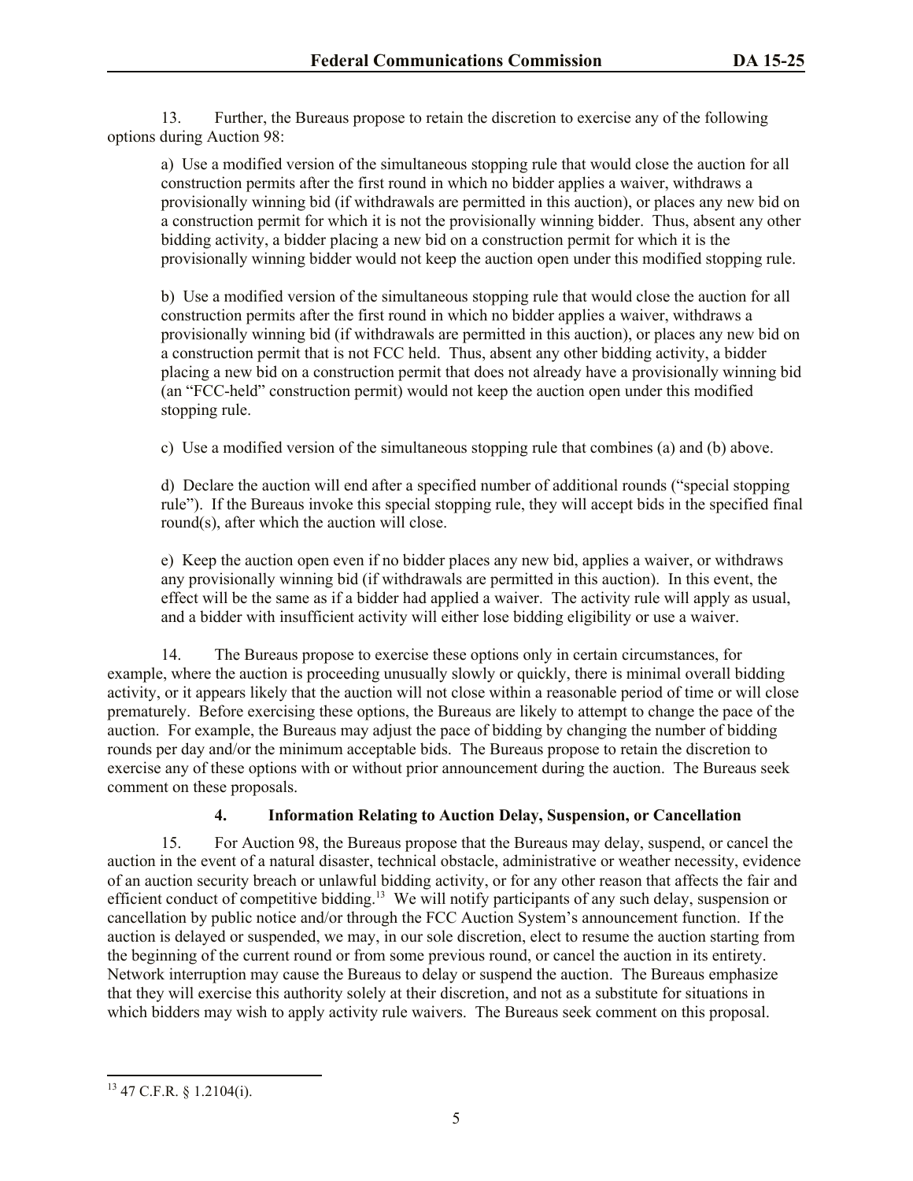13. Further, the Bureaus propose to retain the discretion to exercise any of the following options during Auction 98:

a) Use a modified version of the simultaneous stopping rule that would close the auction for all construction permits after the first round in which no bidder applies a waiver, withdraws a provisionally winning bid (if withdrawals are permitted in this auction), or places any new bid on a construction permit for which it is not the provisionally winning bidder. Thus, absent any other bidding activity, a bidder placing a new bid on a construction permit for which it is the provisionally winning bidder would not keep the auction open under this modified stopping rule.

b) Use a modified version of the simultaneous stopping rule that would close the auction for all construction permits after the first round in which no bidder applies a waiver, withdraws a provisionally winning bid (if withdrawals are permitted in this auction), or places any new bid on a construction permit that is not FCC held. Thus, absent any other bidding activity, a bidder placing a new bid on a construction permit that does not already have a provisionally winning bid (an "FCC-held" construction permit) would not keep the auction open under this modified stopping rule.

c) Use a modified version of the simultaneous stopping rule that combines (a) and (b) above.

d) Declare the auction will end after a specified number of additional rounds ("special stopping rule"). If the Bureaus invoke this special stopping rule, they will accept bids in the specified final round(s), after which the auction will close.

e) Keep the auction open even if no bidder places any new bid, applies a waiver, or withdraws any provisionally winning bid (if withdrawals are permitted in this auction). In this event, the effect will be the same as if a bidder had applied a waiver. The activity rule will apply as usual, and a bidder with insufficient activity will either lose bidding eligibility or use a waiver.

14. The Bureaus propose to exercise these options only in certain circumstances, for example, where the auction is proceeding unusually slowly or quickly, there is minimal overall bidding activity, or it appears likely that the auction will not close within a reasonable period of time or will close prematurely. Before exercising these options, the Bureaus are likely to attempt to change the pace of the auction. For example, the Bureaus may adjust the pace of bidding by changing the number of bidding rounds per day and/or the minimum acceptable bids. The Bureaus propose to retain the discretion to exercise any of these options with or without prior announcement during the auction. The Bureaus seek comment on these proposals.

### 4. Information Relating to Auction Delay, Suspension, or Cancellation

15. For Auction 98, the Bureaus propose that the Bureaus may delay, suspend, or cancel the auction in the event of a natural disaster, technical obstacle, administrative or weather necessity, evidence of an auction security breach or unlawful bidding activity, or for any other reason that affects the fair and efficient conduct of competitive bidding.[13] We will notify participants of any such delay, suspension or cancellation by public notice and/or through the FCC Auction System's announcement function. If the auction is delayed or suspended, we may, in our sole discretion, elect to resume the auction starting from the beginning of the current round or from some previous round, or cancel the auction in its entirety. Network interruption may cause the Bureaus to delay or suspend the auction. The Bureaus emphasize that they will exercise this authority solely at their discretion, and not as a substitute for situations in which bidders may wish to apply activity rule waivers. The Bureaus seek comment on this proposal.

---

[13] 47 C.F.R. § 1.2104(i).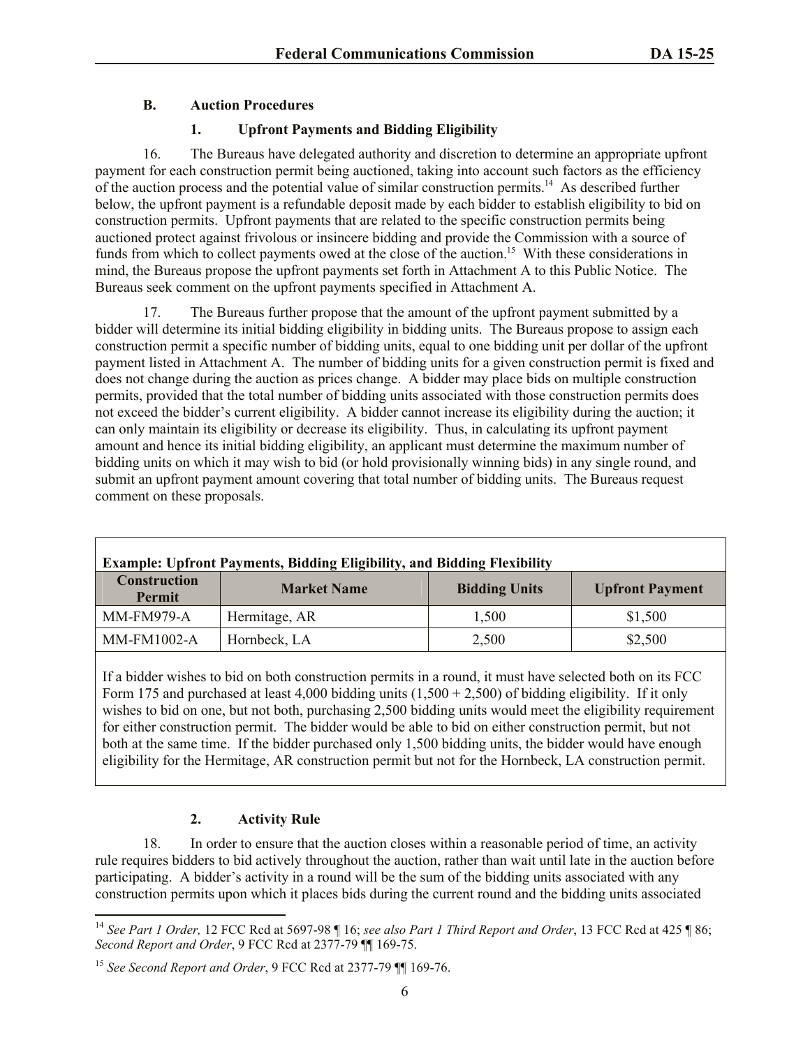## B. Auction Procedures

### 1. Upfront Payments and Bidding Eligibility

16. The Bureaus have delegated authority and discretion to determine an appropriate upfront payment for each construction permit being auctioned, taking into account such factors as the efficiency of the auction process and the potential value of similar construction permits.[14] As described further below, the upfront payment is a refundable deposit made by each bidder to establish eligibility to bid on construction permits. Upfront payments that are related to the specific construction permits being auctioned protect against frivolous or insincere bidding and provide the Commission with a source of funds from which to collect payments owed at the close of the auction.[15] With these considerations in mind, the Bureaus propose the upfront payments set forth in Attachment A to this Public Notice. The Bureaus seek comment on the upfront payments specified in Attachment A.

17. The Bureaus further propose that the amount of the upfront payment submitted by a bidder will determine its initial bidding eligibility in bidding units. The Bureaus propose to assign each construction permit a specific number of bidding units, equal to one bidding unit per dollar of the upfront payment listed in Attachment A. The number of bidding units for a given construction permit is fixed and does not change during the auction as prices change. A bidder may place bids on multiple construction permits, provided that the total number of bidding units associated with those construction permits does not exceed the bidder's current eligibility. A bidder cannot increase its eligibility during the auction; it can only maintain its eligibility or decrease its eligibility. Thus, in calculating its upfront payment amount and hence its initial bidding eligibility, an applicant must determine the maximum number of bidding units on which it may wish to bid (or hold provisionally winning bids) in any single round, and submit an upfront payment amount covering that total number of bidding units. The Bureaus request comment on these proposals.

**Example: Upfront Payments, Bidding Eligibility, and Bidding Flexibility**

| Construction Permit | Market Name | Bidding Units | Upfront Payment |
|---|---|---|---|
| MM-FM979-A | Hermitage, AR | 1,500 | $1,500 |
| MM-FM1002-A | Hornbeck, LA | 2,500 | $2,500 |

If a bidder wishes to bid on both construction permits in a round, it must have selected both on its FCC Form 175 and purchased at least 4,000 bidding units (1,500 + 2,500) of bidding eligibility. If it only wishes to bid on one, but not both, purchasing 2,500 bidding units would meet the eligibility requirement for either construction permit. The bidder would be able to bid on either construction permit, but not both at the same time. If the bidder purchased only 1,500 bidding units, the bidder would have enough eligibility for the Hermitage, AR construction permit but not for the Hornbeck, LA construction permit.

### 2. Activity Rule

18. In order to ensure that the auction closes within a reasonable period of time, an activity rule requires bidders to bid actively throughout the auction, rather than wait until late in the auction before participating. A bidder's activity in a round will be the sum of the bidding units associated with any construction permits upon which it places bids during the current round and the bidding units associated

---

[14] *See Part 1 Order,* 12 FCC Rcd at 5697-98 ¶ 16; *see also Part 1 Third Report and Order*, 13 FCC Rcd at 425 ¶ 86; *Second Report and Order*, 9 FCC Rcd at 2377-79 ¶¶ 169-75.

[15] *See Second Report and Order*, 9 FCC Rcd at 2377-79 ¶¶ 169-76.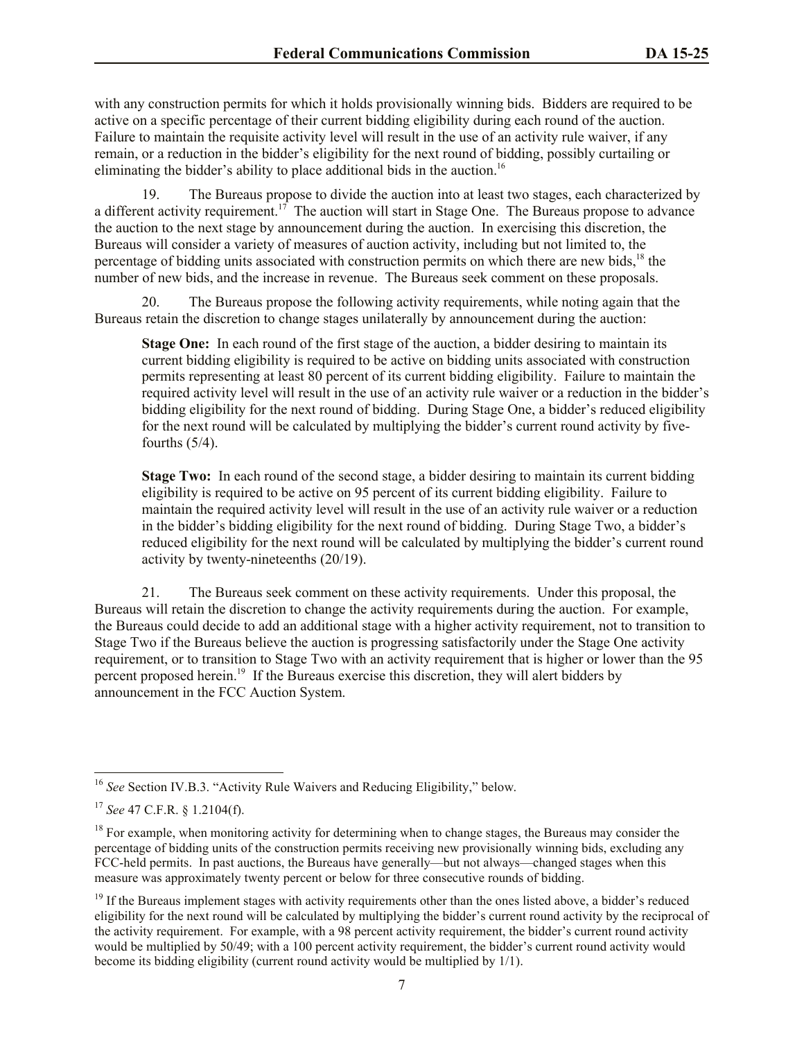with any construction permits for which it holds provisionally winning bids. Bidders are required to be active on a specific percentage of their current bidding eligibility during each round of the auction. Failure to maintain the requisite activity level will result in the use of an activity rule waiver, if any remain, or a reduction in the bidder's eligibility for the next round of bidding, possibly curtailing or eliminating the bidder's ability to place additional bids in the auction.[16]

19. The Bureaus propose to divide the auction into at least two stages, each characterized by a different activity requirement.[17] The auction will start in Stage One. The Bureaus propose to advance the auction to the next stage by announcement during the auction. In exercising this discretion, the Bureaus will consider a variety of measures of auction activity, including but not limited to, the percentage of bidding units associated with construction permits on which there are new bids,[18] the number of new bids, and the increase in revenue. The Bureaus seek comment on these proposals.

20. The Bureaus propose the following activity requirements, while noting again that the Bureaus retain the discretion to change stages unilaterally by announcement during the auction:

> **Stage One:** In each round of the first stage of the auction, a bidder desiring to maintain its current bidding eligibility is required to be active on bidding units associated with construction permits representing at least 80 percent of its current bidding eligibility. Failure to maintain the required activity level will result in the use of an activity rule waiver or a reduction in the bidder's bidding eligibility for the next round of bidding. During Stage One, a bidder's reduced eligibility for the next round will be calculated by multiplying the bidder's current round activity by five-fourths (5/4).
>
> **Stage Two:** In each round of the second stage, a bidder desiring to maintain its current bidding eligibility is required to be active on 95 percent of its current bidding eligibility. Failure to maintain the required activity level will result in the use of an activity rule waiver or a reduction in the bidder's bidding eligibility for the next round of bidding. During Stage Two, a bidder's reduced eligibility for the next round will be calculated by multiplying the bidder's current round activity by twenty-nineteenths (20/19).

21. The Bureaus seek comment on these activity requirements. Under this proposal, the Bureaus will retain the discretion to change the activity requirements during the auction. For example, the Bureaus could decide to add an additional stage with a higher activity requirement, not to transition to Stage Two if the Bureaus believe the auction is progressing satisfactorily under the Stage One activity requirement, or to transition to Stage Two with an activity requirement that is higher or lower than the 95 percent proposed herein.[19] If the Bureaus exercise this discretion, they will alert bidders by announcement in the FCC Auction System.

---

[16] *See* Section IV.B.3. "Activity Rule Waivers and Reducing Eligibility," below.

[17] *See* 47 C.F.R. § 1.2104(f).

[18] For example, when monitoring activity for determining when to change stages, the Bureaus may consider the percentage of bidding units of the construction permits receiving new provisionally winning bids, excluding any FCC-held permits. In past auctions, the Bureaus have generally—but not always—changed stages when this measure was approximately twenty percent or below for three consecutive rounds of bidding.

[19] If the Bureaus implement stages with activity requirements other than the ones listed above, a bidder's reduced eligibility for the next round will be calculated by multiplying the bidder's current round activity by the reciprocal of the activity requirement. For example, with a 98 percent activity requirement, the bidder's current round activity would be multiplied by 50/49; with a 100 percent activity requirement, the bidder's current round activity would become its bidding eligibility (current round activity would be multiplied by 1/1).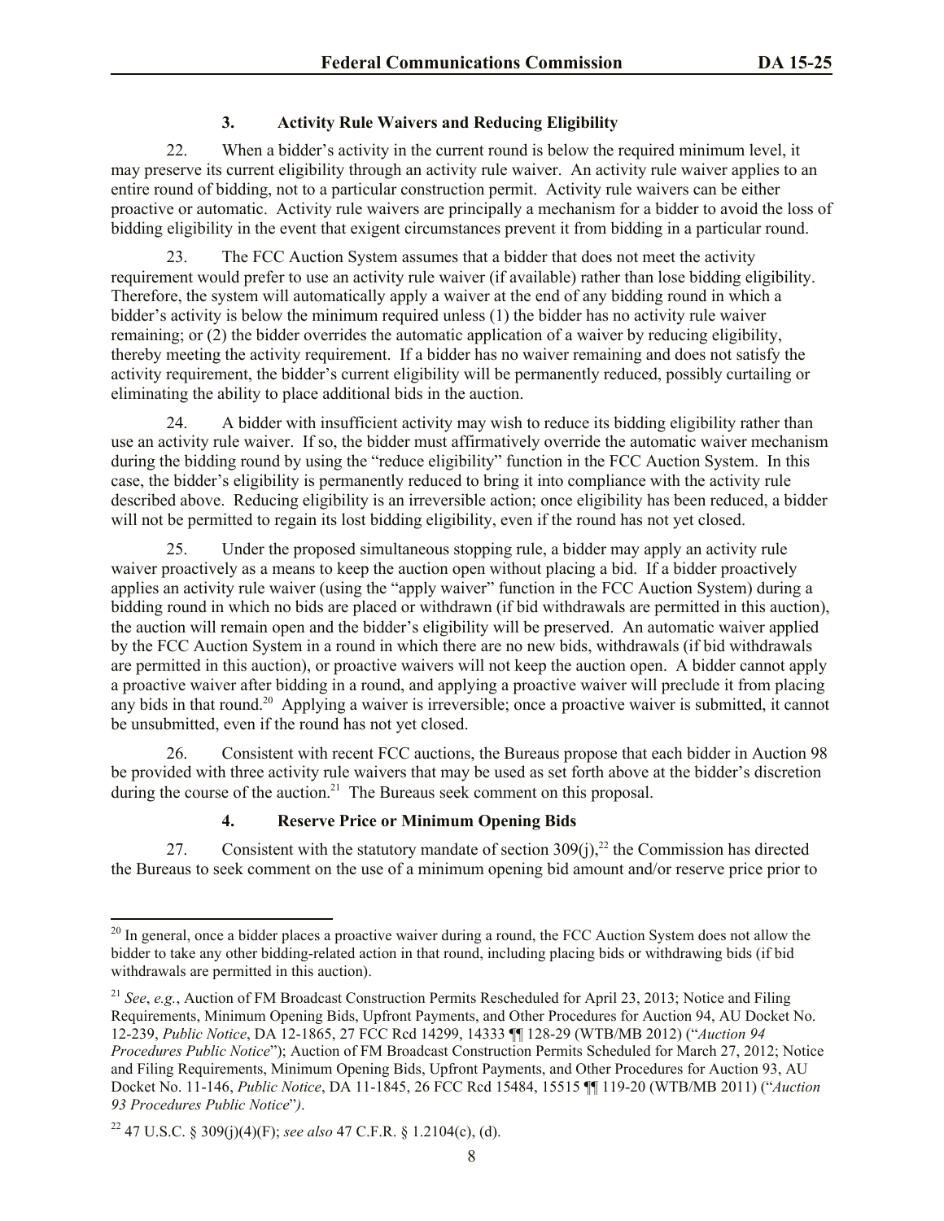### 3. Activity Rule Waivers and Reducing Eligibility

22. When a bidder's activity in the current round is below the required minimum level, it may preserve its current eligibility through an activity rule waiver. An activity rule waiver applies to an entire round of bidding, not to a particular construction permit. Activity rule waivers can be either proactive or automatic. Activity rule waivers are principally a mechanism for a bidder to avoid the loss of bidding eligibility in the event that exigent circumstances prevent it from bidding in a particular round.

23. The FCC Auction System assumes that a bidder that does not meet the activity requirement would prefer to use an activity rule waiver (if available) rather than lose bidding eligibility. Therefore, the system will automatically apply a waiver at the end of any bidding round in which a bidder's activity is below the minimum required unless (1) the bidder has no activity rule waiver remaining; or (2) the bidder overrides the automatic application of a waiver by reducing eligibility, thereby meeting the activity requirement. If a bidder has no waiver remaining and does not satisfy the activity requirement, the bidder's current eligibility will be permanently reduced, possibly curtailing or eliminating the ability to place additional bids in the auction.

24. A bidder with insufficient activity may wish to reduce its bidding eligibility rather than use an activity rule waiver. If so, the bidder must affirmatively override the automatic waiver mechanism during the bidding round by using the "reduce eligibility" function in the FCC Auction System. In this case, the bidder's eligibility is permanently reduced to bring it into compliance with the activity rule described above. Reducing eligibility is an irreversible action; once eligibility has been reduced, a bidder will not be permitted to regain its lost bidding eligibility, even if the round has not yet closed.

25. Under the proposed simultaneous stopping rule, a bidder may apply an activity rule waiver proactively as a means to keep the auction open without placing a bid. If a bidder proactively applies an activity rule waiver (using the "apply waiver" function in the FCC Auction System) during a bidding round in which no bids are placed or withdrawn (if bid withdrawals are permitted in this auction), the auction will remain open and the bidder's eligibility will be preserved. An automatic waiver applied by the FCC Auction System in a round in which there are no new bids, withdrawals (if bid withdrawals are permitted in this auction), or proactive waivers will not keep the auction open. A bidder cannot apply a proactive waiver after bidding in a round, and applying a proactive waiver will preclude it from placing any bids in that round.[20] Applying a waiver is irreversible; once a proactive waiver is submitted, it cannot be unsubmitted, even if the round has not yet closed.

26. Consistent with recent FCC auctions, the Bureaus propose that each bidder in Auction 98 be provided with three activity rule waivers that may be used as set forth above at the bidder's discretion during the course of the auction.[21] The Bureaus seek comment on this proposal.

### 4. Reserve Price or Minimum Opening Bids

27. Consistent with the statutory mandate of section 309(j),[22] the Commission has directed the Bureaus to seek comment on the use of a minimum opening bid amount and/or reserve price prior to

---

[20] In general, once a bidder places a proactive waiver during a round, the FCC Auction System does not allow the bidder to take any other bidding-related action in that round, including placing bids or withdrawing bids (if bid withdrawals are permitted in this auction).

[21] *See*, *e.g.*, Auction of FM Broadcast Construction Permits Rescheduled for April 23, 2013; Notice and Filing Requirements, Minimum Opening Bids, Upfront Payments, and Other Procedures for Auction 94, AU Docket No. 12-239, *Public Notice*, DA 12-1865, 27 FCC Rcd 14299, 14333 ¶¶ 128-29 (WTB/MB 2012) ("*Auction 94 Procedures Public Notice*"); Auction of FM Broadcast Construction Permits Scheduled for March 27, 2012; Notice and Filing Requirements, Minimum Opening Bids, Upfront Payments, and Other Procedures for Auction 93, AU Docket No. 11-146, *Public Notice*, DA 11-1845, 26 FCC Rcd 15484, 15515 ¶¶ 119-20 (WTB/MB 2011) ("*Auction 93 Procedures Public Notice*").

[22] 47 U.S.C. § 309(j)(4)(F); *see also* 47 C.F.R. § 1.2104(c), (d).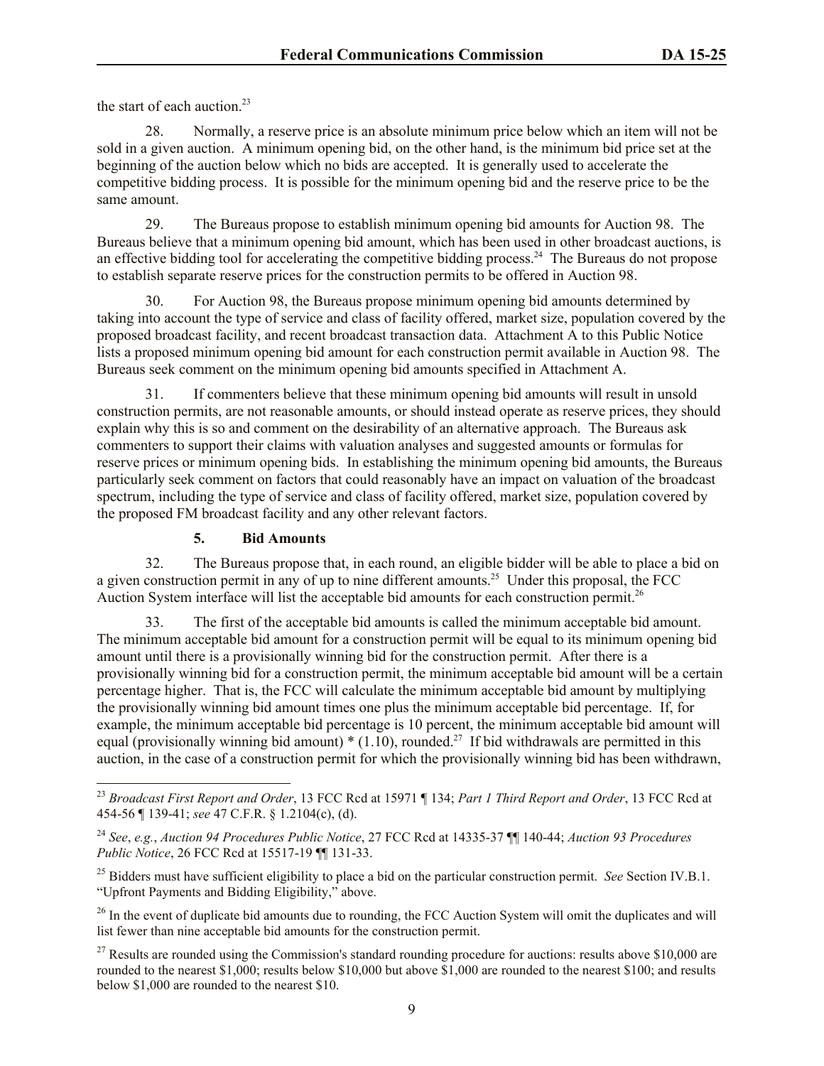the start of each auction.[23]

28. Normally, a reserve price is an absolute minimum price below which an item will not be sold in a given auction. A minimum opening bid, on the other hand, is the minimum bid price set at the beginning of the auction below which no bids are accepted. It is generally used to accelerate the competitive bidding process. It is possible for the minimum opening bid and the reserve price to be the same amount.

29. The Bureaus propose to establish minimum opening bid amounts for Auction 98. The Bureaus believe that a minimum opening bid amount, which has been used in other broadcast auctions, is an effective bidding tool for accelerating the competitive bidding process.[24] The Bureaus do not propose to establish separate reserve prices for the construction permits to be offered in Auction 98.

30. For Auction 98, the Bureaus propose minimum opening bid amounts determined by taking into account the type of service and class of facility offered, market size, population covered by the proposed broadcast facility, and recent broadcast transaction data. Attachment A to this Public Notice lists a proposed minimum opening bid amount for each construction permit available in Auction 98. The Bureaus seek comment on the minimum opening bid amounts specified in Attachment A.

31. If commenters believe that these minimum opening bid amounts will result in unsold construction permits, are not reasonable amounts, or should instead operate as reserve prices, they should explain why this is so and comment on the desirability of an alternative approach. The Bureaus ask commenters to support their claims with valuation analyses and suggested amounts or formulas for reserve prices or minimum opening bids. In establishing the minimum opening bid amounts, the Bureaus particularly seek comment on factors that could reasonably have an impact on valuation of the broadcast spectrum, including the type of service and class of facility offered, market size, population covered by the proposed FM broadcast facility and any other relevant factors.

### 5. Bid Amounts

32. The Bureaus propose that, in each round, an eligible bidder will be able to place a bid on a given construction permit in any of up to nine different amounts.[25] Under this proposal, the FCC Auction System interface will list the acceptable bid amounts for each construction permit.[26]

33. The first of the acceptable bid amounts is called the minimum acceptable bid amount. The minimum acceptable bid amount for a construction permit will be equal to its minimum opening bid amount until there is a provisionally winning bid for the construction permit. After there is a provisionally winning bid for a construction permit, the minimum acceptable bid amount will be a certain percentage higher. That is, the FCC will calculate the minimum acceptable bid amount by multiplying the provisionally winning bid amount times one plus the minimum acceptable bid percentage. If, for example, the minimum acceptable bid percentage is 10 percent, the minimum acceptable bid amount will equal (provisionally winning bid amount) * (1.10), rounded.[27] If bid withdrawals are permitted in this auction, in the case of a construction permit for which the provisionally winning bid has been withdrawn,

---

[23] *Broadcast First Report and Order*, 13 FCC Rcd at 15971 ¶ 134; *Part 1 Third Report and Order*, 13 FCC Rcd at 454-56 ¶ 139-41; *see* 47 C.F.R. § 1.2104(c), (d).

[24] *See*, *e.g.*, *Auction 94 Procedures Public Notice*, 27 FCC Rcd at 14335-37 ¶¶ 140-44; *Auction 93 Procedures Public Notice*, 26 FCC Rcd at 15517-19 ¶¶ 131-33.

[25] Bidders must have sufficient eligibility to place a bid on the particular construction permit. *See* Section IV.B.1. "Upfront Payments and Bidding Eligibility," above.

[26] In the event of duplicate bid amounts due to rounding, the FCC Auction System will omit the duplicates and will list fewer than nine acceptable bid amounts for the construction permit.

[27] Results are rounded using the Commission's standard rounding procedure for auctions: results above $10,000 are rounded to the nearest $1,000; results below $10,000 but above $1,000 are rounded to the nearest $100; and results below $1,000 are rounded to the nearest $10.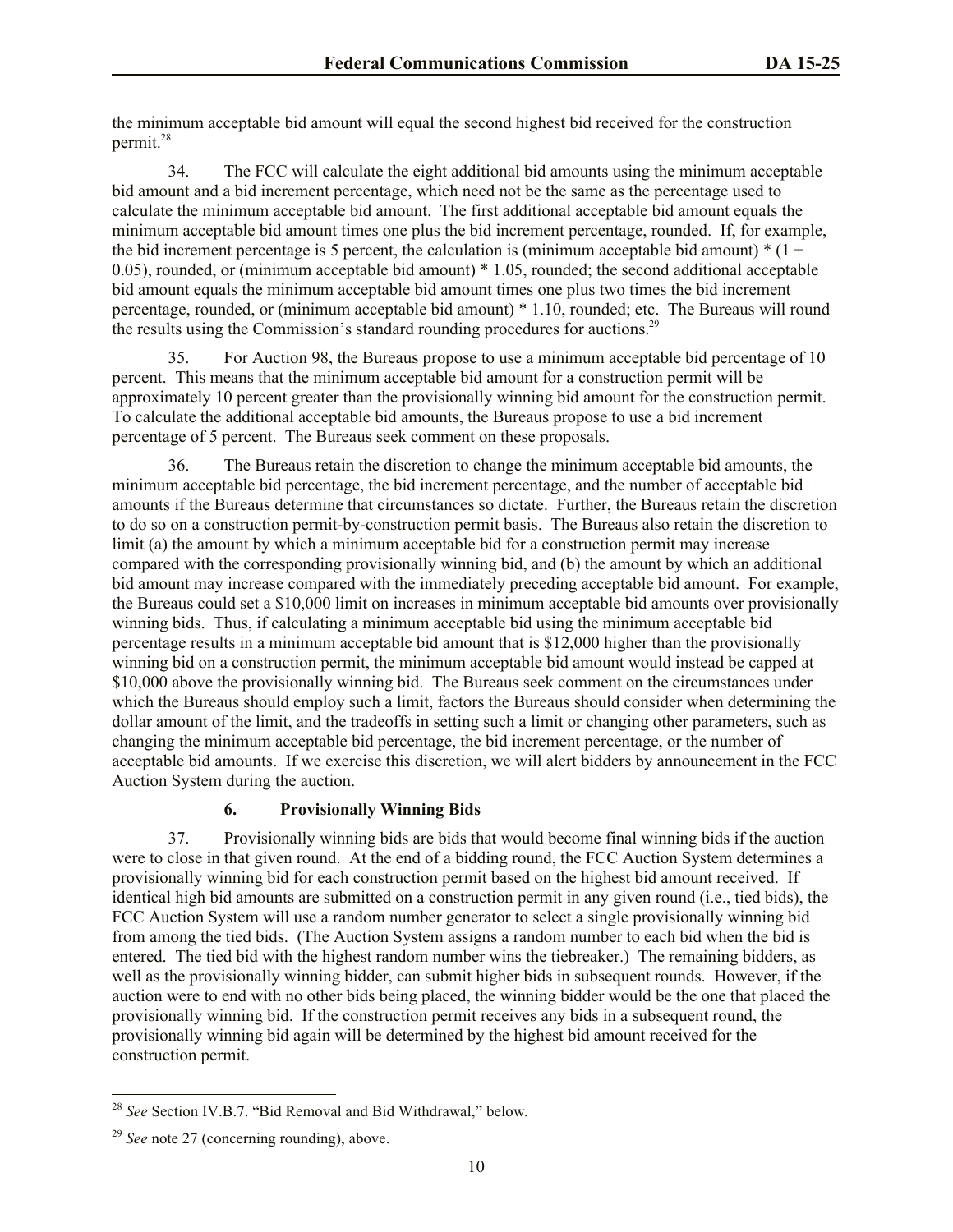the minimum acceptable bid amount will equal the second highest bid received for the construction permit.[28]

34. The FCC will calculate the eight additional bid amounts using the minimum acceptable bid amount and a bid increment percentage, which need not be the same as the percentage used to calculate the minimum acceptable bid amount. The first additional acceptable bid amount equals the minimum acceptable bid amount times one plus the bid increment percentage, rounded. If, for example, the bid increment percentage is 5 percent, the calculation is (minimum acceptable bid amount) * (1 + 0.05), rounded, or (minimum acceptable bid amount) * 1.05, rounded; the second additional acceptable bid amount equals the minimum acceptable bid amount times one plus two times the bid increment percentage, rounded, or (minimum acceptable bid amount) * 1.10, rounded; etc. The Bureaus will round the results using the Commission's standard rounding procedures for auctions.[29]

35. For Auction 98, the Bureaus propose to use a minimum acceptable bid percentage of 10 percent. This means that the minimum acceptable bid amount for a construction permit will be approximately 10 percent greater than the provisionally winning bid amount for the construction permit. To calculate the additional acceptable bid amounts, the Bureaus propose to use a bid increment percentage of 5 percent. The Bureaus seek comment on these proposals.

36. The Bureaus retain the discretion to change the minimum acceptable bid amounts, the minimum acceptable bid percentage, the bid increment percentage, and the number of acceptable bid amounts if the Bureaus determine that circumstances so dictate. Further, the Bureaus retain the discretion to do so on a construction permit-by-construction permit basis. The Bureaus also retain the discretion to limit (a) the amount by which a minimum acceptable bid for a construction permit may increase compared with the corresponding provisionally winning bid, and (b) the amount by which an additional bid amount may increase compared with the immediately preceding acceptable bid amount. For example, the Bureaus could set a $10,000 limit on increases in minimum acceptable bid amounts over provisionally winning bids. Thus, if calculating a minimum acceptable bid using the minimum acceptable bid percentage results in a minimum acceptable bid amount that is $12,000 higher than the provisionally winning bid on a construction permit, the minimum acceptable bid amount would instead be capped at $10,000 above the provisionally winning bid. The Bureaus seek comment on the circumstances under which the Bureaus should employ such a limit, factors the Bureaus should consider when determining the dollar amount of the limit, and the tradeoffs in setting such a limit or changing other parameters, such as changing the minimum acceptable bid percentage, the bid increment percentage, or the number of acceptable bid amounts. If we exercise this discretion, we will alert bidders by announcement in the FCC Auction System during the auction.

#### 6. Provisionally Winning Bids

37. Provisionally winning bids are bids that would become final winning bids if the auction were to close in that given round. At the end of a bidding round, the FCC Auction System determines a provisionally winning bid for each construction permit based on the highest bid amount received. If identical high bid amounts are submitted on a construction permit in any given round (i.e., tied bids), the FCC Auction System will use a random number generator to select a single provisionally winning bid from among the tied bids. (The Auction System assigns a random number to each bid when the bid is entered. The tied bid with the highest random number wins the tiebreaker.) The remaining bidders, as well as the provisionally winning bidder, can submit higher bids in subsequent rounds. However, if the auction were to end with no other bids being placed, the winning bidder would be the one that placed the provisionally winning bid. If the construction permit receives any bids in a subsequent round, the provisionally winning bid again will be determined by the highest bid amount received for the construction permit.

---

[28] *See* Section IV.B.7. "Bid Removal and Bid Withdrawal," below.

[29] *See* note 27 (concerning rounding), above.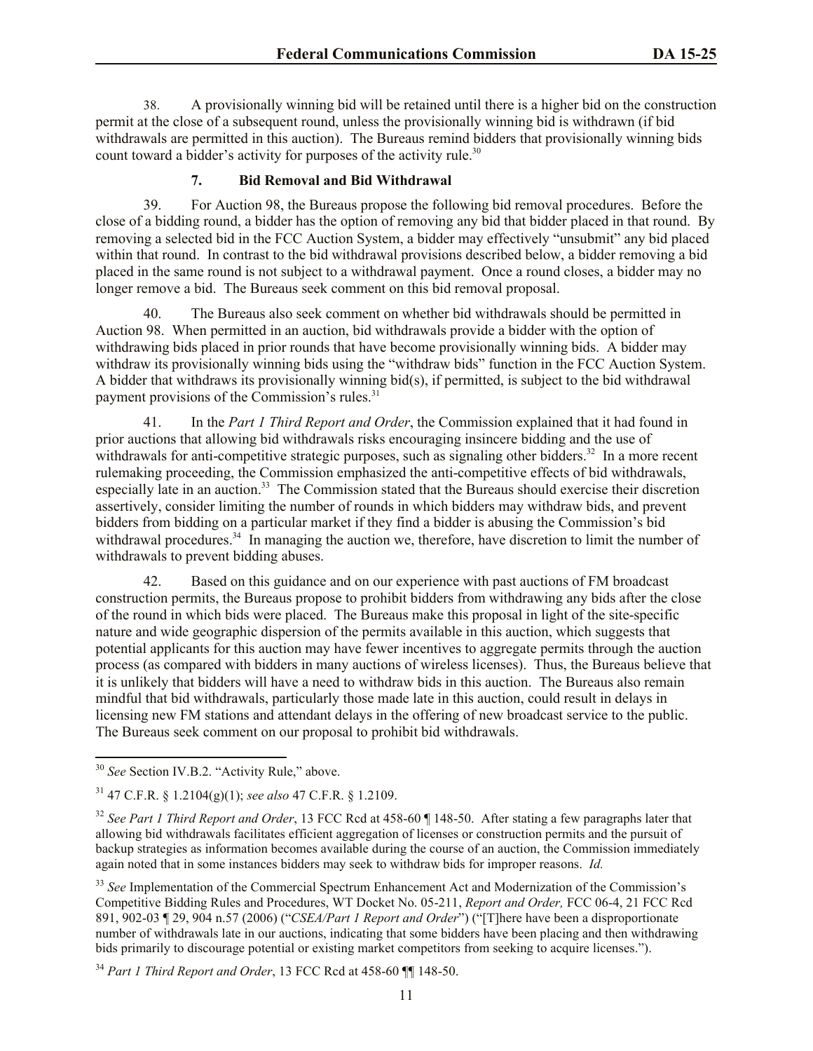38. A provisionally winning bid will be retained until there is a higher bid on the construction permit at the close of a subsequent round, unless the provisionally winning bid is withdrawn (if bid withdrawals are permitted in this auction). The Bureaus remind bidders that provisionally winning bids count toward a bidder's activity for purposes of the activity rule.[30]

#### 7. Bid Removal and Bid Withdrawal

39. For Auction 98, the Bureaus propose the following bid removal procedures. Before the close of a bidding round, a bidder has the option of removing any bid that bidder placed in that round. By removing a selected bid in the FCC Auction System, a bidder may effectively "unsubmit" any bid placed within that round. In contrast to the bid withdrawal provisions described below, a bidder removing a bid placed in the same round is not subject to a withdrawal payment. Once a round closes, a bidder may no longer remove a bid. The Bureaus seek comment on this bid removal proposal.

40. The Bureaus also seek comment on whether bid withdrawals should be permitted in Auction 98. When permitted in an auction, bid withdrawals provide a bidder with the option of withdrawing bids placed in prior rounds that have become provisionally winning bids. A bidder may withdraw its provisionally winning bids using the "withdraw bids" function in the FCC Auction System. A bidder that withdraws its provisionally winning bid(s), if permitted, is subject to the bid withdrawal payment provisions of the Commission's rules.[31]

41. In the *Part 1 Third Report and Order*, the Commission explained that it had found in prior auctions that allowing bid withdrawals risks encouraging insincere bidding and the use of withdrawals for anti-competitive strategic purposes, such as signaling other bidders.[32] In a more recent rulemaking proceeding, the Commission emphasized the anti-competitive effects of bid withdrawals, especially late in an auction.[33] The Commission stated that the Bureaus should exercise their discretion assertively, consider limiting the number of rounds in which bidders may withdraw bids, and prevent bidders from bidding on a particular market if they find a bidder is abusing the Commission's bid withdrawal procedures.[34] In managing the auction we, therefore, have discretion to limit the number of withdrawals to prevent bidding abuses.

42. Based on this guidance and on our experience with past auctions of FM broadcast construction permits, the Bureaus propose to prohibit bidders from withdrawing any bids after the close of the round in which bids were placed. The Bureaus make this proposal in light of the site-specific nature and wide geographic dispersion of the permits available in this auction, which suggests that potential applicants for this auction may have fewer incentives to aggregate permits through the auction process (as compared with bidders in many auctions of wireless licenses). Thus, the Bureaus believe that it is unlikely that bidders will have a need to withdraw bids in this auction. The Bureaus also remain mindful that bid withdrawals, particularly those made late in this auction, could result in delays in licensing new FM stations and attendant delays in the offering of new broadcast service to the public. The Bureaus seek comment on our proposal to prohibit bid withdrawals.

---

[30] *See* Section IV.B.2. "Activity Rule," above.

[31] 47 C.F.R. § 1.2104(g)(1); *see also* 47 C.F.R. § 1.2109.

[32] *See Part 1 Third Report and Order*, 13 FCC Rcd at 458-60 ¶ 148-50. After stating a few paragraphs later that allowing bid withdrawals facilitates efficient aggregation of licenses or construction permits and the pursuit of backup strategies as information becomes available during the course of an auction, the Commission immediately again noted that in some instances bidders may seek to withdraw bids for improper reasons. *Id.*

[33] *See* Implementation of the Commercial Spectrum Enhancement Act and Modernization of the Commission's Competitive Bidding Rules and Procedures, WT Docket No. 05-211, *Report and Order,* FCC 06-4, 21 FCC Rcd 891, 902-03 ¶ 29, 904 n.57 (2006) ("*CSEA/Part 1 Report and Order*") ("[T]here have been a disproportionate number of withdrawals late in our auctions, indicating that some bidders have been placing and then withdrawing bids primarily to discourage potential or existing market competitors from seeking to acquire licenses.").

[34] *Part 1 Third Report and Order*, 13 FCC Rcd at 458-60 ¶¶ 148-50.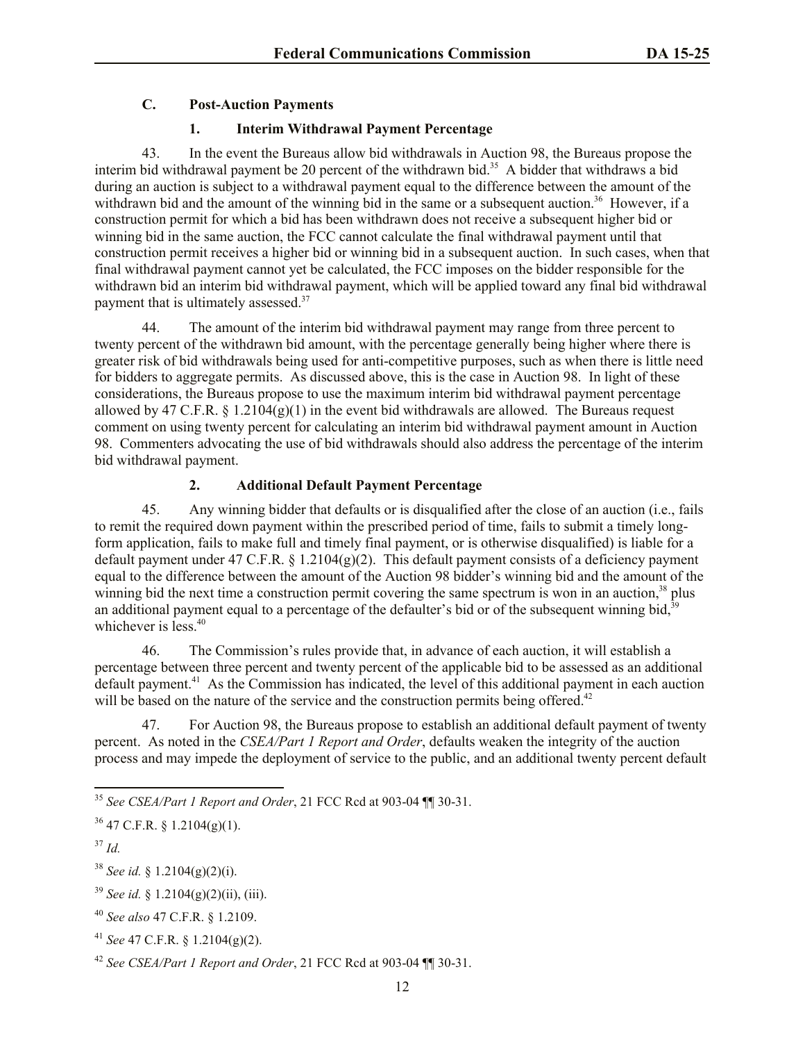### C. Post-Auction Payments

#### 1. Interim Withdrawal Payment Percentage

43. In the event the Bureaus allow bid withdrawals in Auction 98, the Bureaus propose the interim bid withdrawal payment be 20 percent of the withdrawn bid.[35] A bidder that withdraws a bid during an auction is subject to a withdrawal payment equal to the difference between the amount of the withdrawn bid and the amount of the winning bid in the same or a subsequent auction.[36] However, if a construction permit for which a bid has been withdrawn does not receive a subsequent higher bid or winning bid in the same auction, the FCC cannot calculate the final withdrawal payment until that construction permit receives a higher bid or winning bid in a subsequent auction. In such cases, when that final withdrawal payment cannot yet be calculated, the FCC imposes on the bidder responsible for the withdrawn bid an interim bid withdrawal payment, which will be applied toward any final bid withdrawal payment that is ultimately assessed.[37]

44. The amount of the interim bid withdrawal payment may range from three percent to twenty percent of the withdrawn bid amount, with the percentage generally being higher where there is greater risk of bid withdrawals being used for anti-competitive purposes, such as when there is little need for bidders to aggregate permits. As discussed above, this is the case in Auction 98. In light of these considerations, the Bureaus propose to use the maximum interim bid withdrawal payment percentage allowed by 47 C.F.R. § 1.2104(g)(1) in the event bid withdrawals are allowed. The Bureaus request comment on using twenty percent for calculating an interim bid withdrawal payment amount in Auction 98. Commenters advocating the use of bid withdrawals should also address the percentage of the interim bid withdrawal payment.

#### 2. Additional Default Payment Percentage

45. Any winning bidder that defaults or is disqualified after the close of an auction (i.e., fails to remit the required down payment within the prescribed period of time, fails to submit a timely long-form application, fails to make full and timely final payment, or is otherwise disqualified) is liable for a default payment under 47 C.F.R. § 1.2104(g)(2). This default payment consists of a deficiency payment equal to the difference between the amount of the Auction 98 bidder's winning bid and the amount of the winning bid the next time a construction permit covering the same spectrum is won in an auction,[38] plus an additional payment equal to a percentage of the defaulter's bid or of the subsequent winning bid,[39] whichever is less.[40]

46. The Commission's rules provide that, in advance of each auction, it will establish a percentage between three percent and twenty percent of the applicable bid to be assessed as an additional default payment.[41] As the Commission has indicated, the level of this additional payment in each auction will be based on the nature of the service and the construction permits being offered.[42]

47. For Auction 98, the Bureaus propose to establish an additional default payment of twenty percent. As noted in the *CSEA/Part 1 Report and Order*, defaults weaken the integrity of the auction process and may impede the deployment of service to the public, and an additional twenty percent default

---

[35] *See CSEA/Part 1 Report and Order*, 21 FCC Rcd at 903-04 ¶¶ 30-31.

[36] 47 C.F.R. § 1.2104(g)(1).

[37] *Id.*

[38] *See id.* § 1.2104(g)(2)(i).

[39] *See id.* § 1.2104(g)(2)(ii), (iii).

[40] *See also* 47 C.F.R. § 1.2109.

[41] *See* 47 C.F.R. § 1.2104(g)(2).

[42] *See CSEA/Part 1 Report and Order*, 21 FCC Rcd at 903-04 ¶¶ 30-31.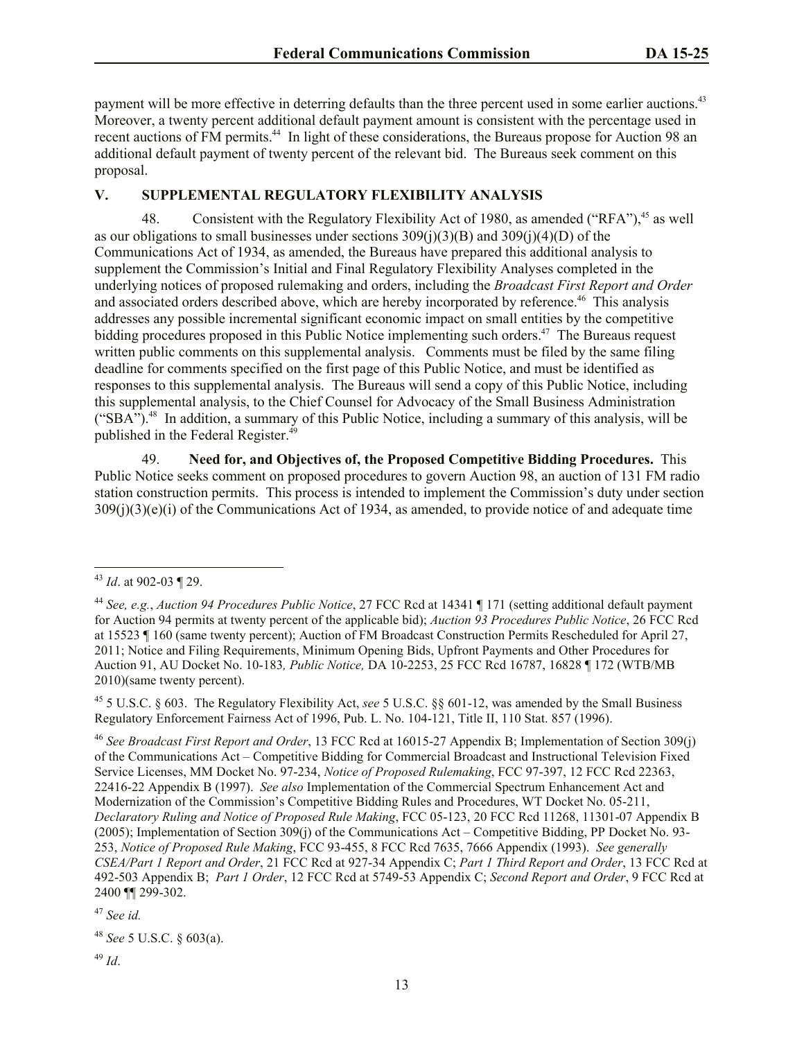payment will be more effective in deterring defaults than the three percent used in some earlier auctions.[43] Moreover, a twenty percent additional default payment amount is consistent with the percentage used in recent auctions of FM permits.[44] In light of these considerations, the Bureaus propose for Auction 98 an additional default payment of twenty percent of the relevant bid. The Bureaus seek comment on this proposal.

## V. SUPPLEMENTAL REGULATORY FLEXIBILITY ANALYSIS

48. Consistent with the Regulatory Flexibility Act of 1980, as amended ("RFA"),[45] as well as our obligations to small businesses under sections 309(j)(3)(B) and 309(j)(4)(D) of the Communications Act of 1934, as amended, the Bureaus have prepared this additional analysis to supplement the Commission's Initial and Final Regulatory Flexibility Analyses completed in the underlying notices of proposed rulemaking and orders, including the *Broadcast First Report and Order* and associated orders described above, which are hereby incorporated by reference.[46] This analysis addresses any possible incremental significant economic impact on small entities by the competitive bidding procedures proposed in this Public Notice implementing such orders.[47] The Bureaus request written public comments on this supplemental analysis. Comments must be filed by the same filing deadline for comments specified on the first page of this Public Notice, and must be identified as responses to this supplemental analysis. The Bureaus will send a copy of this Public Notice, including this supplemental analysis, to the Chief Counsel for Advocacy of the Small Business Administration ("SBA").[48] In addition, a summary of this Public Notice, including a summary of this analysis, will be published in the Federal Register.[49]

49. **Need for, and Objectives of, the Proposed Competitive Bidding Procedures.** This Public Notice seeks comment on proposed procedures to govern Auction 98, an auction of 131 FM radio station construction permits. This process is intended to implement the Commission's duty under section 309(j)(3)(e)(i) of the Communications Act of 1934, as amended, to provide notice of and adequate time

---

[43] *Id*. at 902-03 ¶ 29.

[44] *See, e.g.*, *Auction 94 Procedures Public Notice*, 27 FCC Rcd at 14341 ¶ 171 (setting additional default payment for Auction 94 permits at twenty percent of the applicable bid); *Auction 93 Procedures Public Notice*, 26 FCC Rcd at 15523 ¶ 160 (same twenty percent); Auction of FM Broadcast Construction Permits Rescheduled for April 27, 2011; Notice and Filing Requirements, Minimum Opening Bids, Upfront Payments and Other Procedures for Auction 91, AU Docket No. 10-183*, Public Notice,* DA 10-2253, 25 FCC Rcd 16787, 16828 ¶ 172 (WTB/MB 2010)(same twenty percent).

[45] 5 U.S.C. § 603. The Regulatory Flexibility Act, *see* 5 U.S.C. §§ 601-12, was amended by the Small Business Regulatory Enforcement Fairness Act of 1996, Pub. L. No. 104-121, Title II, 110 Stat. 857 (1996).

[46] *See Broadcast First Report and Order*, 13 FCC Rcd at 16015-27 Appendix B; Implementation of Section 309(j) of the Communications Act – Competitive Bidding for Commercial Broadcast and Instructional Television Fixed Service Licenses, MM Docket No. 97-234, *Notice of Proposed Rulemaking*, FCC 97-397, 12 FCC Rcd 22363, 22416-22 Appendix B (1997). *See also* Implementation of the Commercial Spectrum Enhancement Act and Modernization of the Commission's Competitive Bidding Rules and Procedures, WT Docket No. 05-211, *Declaratory Ruling and Notice of Proposed Rule Making*, FCC 05-123, 20 FCC Rcd 11268, 11301-07 Appendix B (2005); Implementation of Section 309(j) of the Communications Act – Competitive Bidding, PP Docket No. 93-253, *Notice of Proposed Rule Making*, FCC 93-455, 8 FCC Rcd 7635, 7666 Appendix (1993). *See generally CSEA/Part 1 Report and Order*, 21 FCC Rcd at 927-34 Appendix C; *Part 1 Third Report and Order*, 13 FCC Rcd at 492-503 Appendix B; *Part 1 Order*, 12 FCC Rcd at 5749-53 Appendix C; *Second Report and Order*, 9 FCC Rcd at 2400 ¶¶ 299-302.

[47] *See id.*

[48] *See* 5 U.S.C. § 603(a).

[49] *Id*.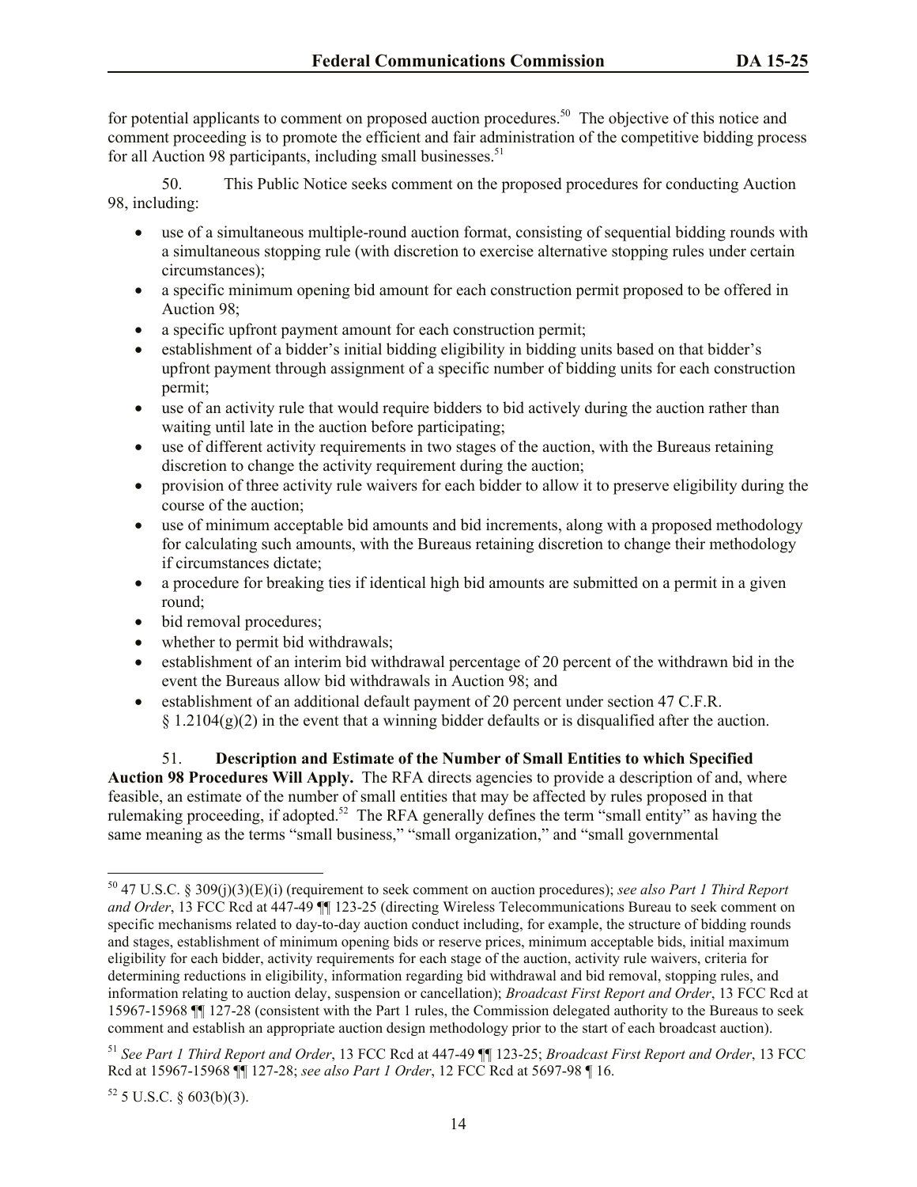for potential applicants to comment on proposed auction procedures.[50] The objective of this notice and comment proceeding is to promote the efficient and fair administration of the competitive bidding process for all Auction 98 participants, including small businesses.[51]

50. This Public Notice seeks comment on the proposed procedures for conducting Auction 98, including:

- use of a simultaneous multiple-round auction format, consisting of sequential bidding rounds with a simultaneous stopping rule (with discretion to exercise alternative stopping rules under certain circumstances);
- a specific minimum opening bid amount for each construction permit proposed to be offered in Auction 98;
- a specific upfront payment amount for each construction permit;
- establishment of a bidder's initial bidding eligibility in bidding units based on that bidder's upfront payment through assignment of a specific number of bidding units for each construction permit;
- use of an activity rule that would require bidders to bid actively during the auction rather than waiting until late in the auction before participating;
- use of different activity requirements in two stages of the auction, with the Bureaus retaining discretion to change the activity requirement during the auction;
- provision of three activity rule waivers for each bidder to allow it to preserve eligibility during the course of the auction;
- use of minimum acceptable bid amounts and bid increments, along with a proposed methodology for calculating such amounts, with the Bureaus retaining discretion to change their methodology if circumstances dictate;
- a procedure for breaking ties if identical high bid amounts are submitted on a permit in a given round;
- bid removal procedures;
- whether to permit bid withdrawals;
- establishment of an interim bid withdrawal percentage of 20 percent of the withdrawn bid in the event the Bureaus allow bid withdrawals in Auction 98; and
- establishment of an additional default payment of 20 percent under section 47 C.F.R. § 1.2104(g)(2) in the event that a winning bidder defaults or is disqualified after the auction.

51. **Description and Estimate of the Number of Small Entities to which Specified Auction 98 Procedures Will Apply.** The RFA directs agencies to provide a description of and, where feasible, an estimate of the number of small entities that may be affected by rules proposed in that rulemaking proceeding, if adopted.[52] The RFA generally defines the term "small entity" as having the same meaning as the terms "small business," "small organization," and "small governmental

---

[50] 47 U.S.C. § 309(j)(3)(E)(i) (requirement to seek comment on auction procedures); *see also Part 1 Third Report and Order*, 13 FCC Rcd at 447-49 ¶¶ 123-25 (directing Wireless Telecommunications Bureau to seek comment on specific mechanisms related to day-to-day auction conduct including, for example, the structure of bidding rounds and stages, establishment of minimum opening bids or reserve prices, minimum acceptable bids, initial maximum eligibility for each bidder, activity requirements for each stage of the auction, activity rule waivers, criteria for determining reductions in eligibility, information regarding bid withdrawal and bid removal, stopping rules, and information relating to auction delay, suspension or cancellation); *Broadcast First Report and Order*, 13 FCC Rcd at 15967-15968 ¶¶ 127-28 (consistent with the Part 1 rules, the Commission delegated authority to the Bureaus to seek comment and establish an appropriate auction design methodology prior to the start of each broadcast auction).

[51] *See Part 1 Third Report and Order*, 13 FCC Rcd at 447-49 ¶¶ 123-25; *Broadcast First Report and Order*, 13 FCC Rcd at 15967-15968 ¶¶ 127-28; *see also Part 1 Order*, 12 FCC Rcd at 5697-98 ¶ 16.

[52] 5 U.S.C. § 603(b)(3).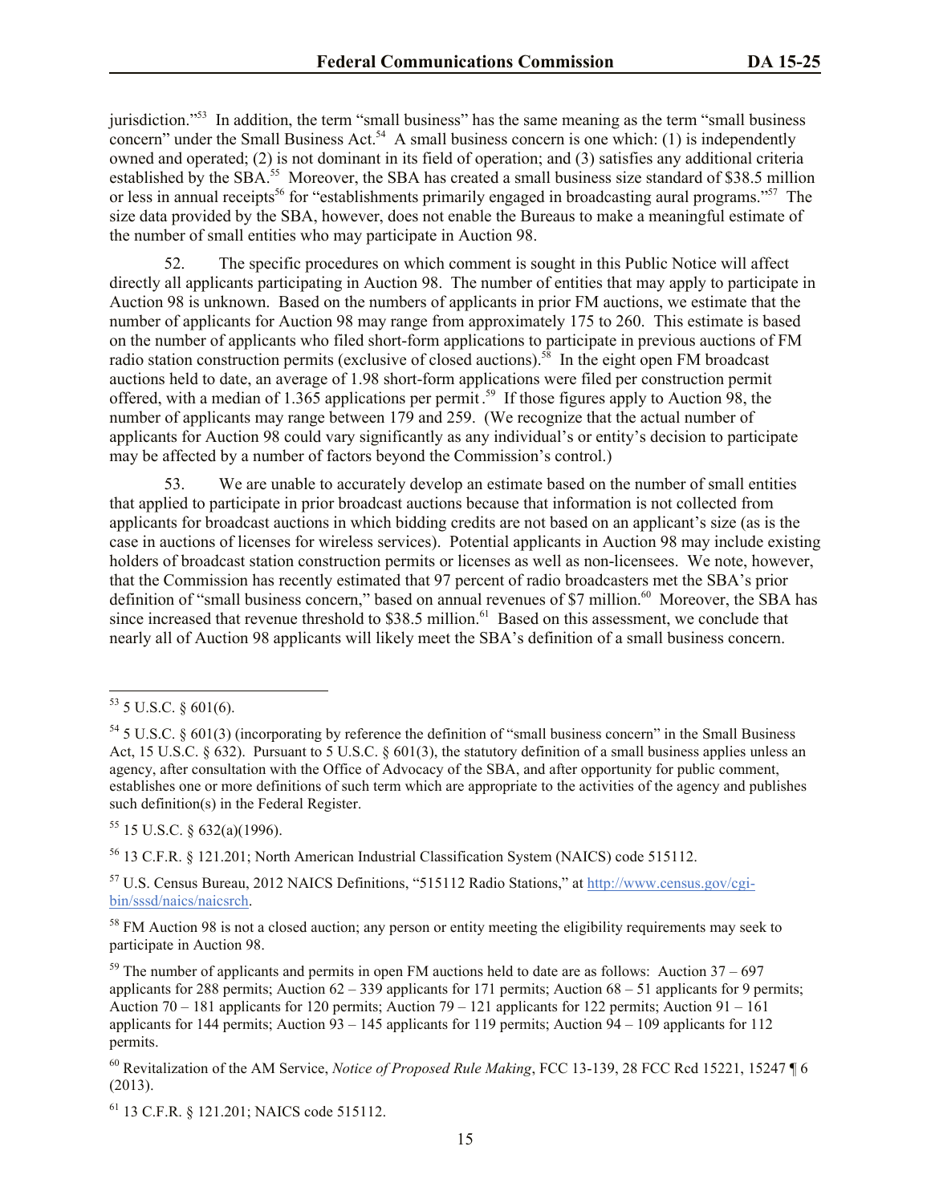jurisdiction."[53] In addition, the term "small business" has the same meaning as the term "small business concern" under the Small Business Act.[54] A small business concern is one which: (1) is independently owned and operated; (2) is not dominant in its field of operation; and (3) satisfies any additional criteria established by the SBA.[55] Moreover, the SBA has created a small business size standard of $38.5 million or less in annual receipts[56] for "establishments primarily engaged in broadcasting aural programs."[57] The size data provided by the SBA, however, does not enable the Bureaus to make a meaningful estimate of the number of small entities who may participate in Auction 98.

52. The specific procedures on which comment is sought in this Public Notice will affect directly all applicants participating in Auction 98. The number of entities that may apply to participate in Auction 98 is unknown. Based on the numbers of applicants in prior FM auctions, we estimate that the number of applicants for Auction 98 may range from approximately 175 to 260. This estimate is based on the number of applicants who filed short-form applications to participate in previous auctions of FM radio station construction permits (exclusive of closed auctions).[58] In the eight open FM broadcast auctions held to date, an average of 1.98 short-form applications were filed per construction permit offered, with a median of 1.365 applications per permit.[59] If those figures apply to Auction 98, the number of applicants may range between 179 and 259. (We recognize that the actual number of applicants for Auction 98 could vary significantly as any individual's or entity's decision to participate may be affected by a number of factors beyond the Commission's control.)

53. We are unable to accurately develop an estimate based on the number of small entities that applied to participate in prior broadcast auctions because that information is not collected from applicants for broadcast auctions in which bidding credits are not based on an applicant's size (as is the case in auctions of licenses for wireless services). Potential applicants in Auction 98 may include existing holders of broadcast station construction permits or licenses as well as non-licensees. We note, however, that the Commission has recently estimated that 97 percent of radio broadcasters met the SBA's prior definition of "small business concern," based on annual revenues of $7 million.[60] Moreover, the SBA has since increased that revenue threshold to $38.5 million.[61] Based on this assessment, we conclude that nearly all of Auction 98 applicants will likely meet the SBA's definition of a small business concern.

---

[53] 5 U.S.C. § 601(6).

[54] 5 U.S.C. § 601(3) (incorporating by reference the definition of "small business concern" in the Small Business Act, 15 U.S.C. § 632). Pursuant to 5 U.S.C. § 601(3), the statutory definition of a small business applies unless an agency, after consultation with the Office of Advocacy of the SBA, and after opportunity for public comment, establishes one or more definitions of such term which are appropriate to the activities of the agency and publishes such definition(s) in the Federal Register.

[55] 15 U.S.C. § 632(a)(1996).

[56] 13 C.F.R. § 121.201; North American Industrial Classification System (NAICS) code 515112.

[57] U.S. Census Bureau, 2012 NAICS Definitions, "515112 Radio Stations," at http://www.census.gov/cgi-bin/sssd/naics/naicsrch.

[58] FM Auction 98 is not a closed auction; any person or entity meeting the eligibility requirements may seek to participate in Auction 98.

[59] The number of applicants and permits in open FM auctions held to date are as follows: Auction 37 – 697 applicants for 288 permits; Auction 62 – 339 applicants for 171 permits; Auction 68 – 51 applicants for 9 permits; Auction 70 – 181 applicants for 120 permits; Auction 79 – 121 applicants for 122 permits; Auction 91 – 161 applicants for 144 permits; Auction 93 – 145 applicants for 119 permits; Auction 94 – 109 applicants for 112 permits.

[60] Revitalization of the AM Service, *Notice of Proposed Rule Making*, FCC 13-139, 28 FCC Rcd 15221, 15247 ¶ 6 (2013).

[61] 13 C.F.R. § 121.201; NAICS code 515112.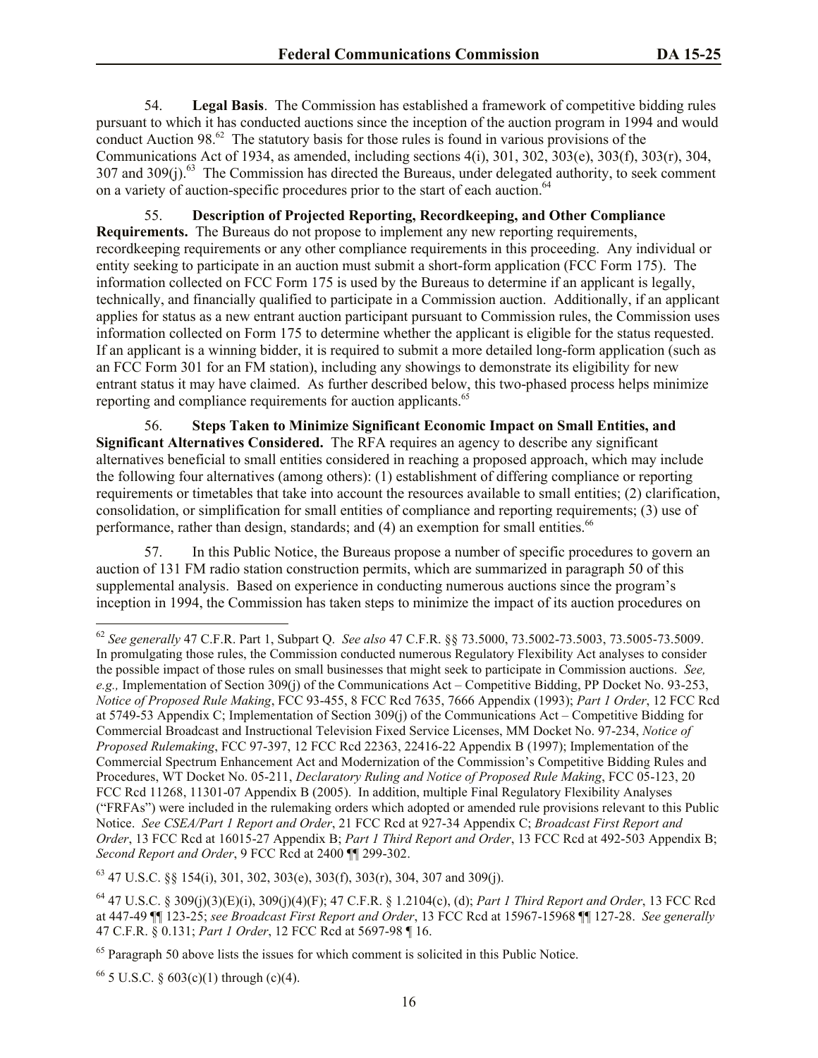54. **Legal Basis**. The Commission has established a framework of competitive bidding rules pursuant to which it has conducted auctions since the inception of the auction program in 1994 and would conduct Auction 98.[62] The statutory basis for those rules is found in various provisions of the Communications Act of 1934, as amended, including sections 4(i), 301, 302, 303(e), 303(f), 303(r), 304, 307 and 309(j).[63] The Commission has directed the Bureaus, under delegated authority, to seek comment on a variety of auction-specific procedures prior to the start of each auction.[64]

55. **Description of Projected Reporting, Recordkeeping, and Other Compliance Requirements.** The Bureaus do not propose to implement any new reporting requirements, recordkeeping requirements or any other compliance requirements in this proceeding. Any individual or entity seeking to participate in an auction must submit a short-form application (FCC Form 175). The information collected on FCC Form 175 is used by the Bureaus to determine if an applicant is legally, technically, and financially qualified to participate in a Commission auction. Additionally, if an applicant applies for status as a new entrant auction participant pursuant to Commission rules, the Commission uses information collected on Form 175 to determine whether the applicant is eligible for the status requested. If an applicant is a winning bidder, it is required to submit a more detailed long-form application (such as an FCC Form 301 for an FM station), including any showings to demonstrate its eligibility for new entrant status it may have claimed. As further described below, this two-phased process helps minimize reporting and compliance requirements for auction applicants.[65]

56. **Steps Taken to Minimize Significant Economic Impact on Small Entities, and Significant Alternatives Considered.** The RFA requires an agency to describe any significant alternatives beneficial to small entities considered in reaching a proposed approach, which may include the following four alternatives (among others): (1) establishment of differing compliance or reporting requirements or timetables that take into account the resources available to small entities; (2) clarification, consolidation, or simplification for small entities of compliance and reporting requirements; (3) use of performance, rather than design, standards; and (4) an exemption for small entities.[66]

57. In this Public Notice, the Bureaus propose a number of specific procedures to govern an auction of 131 FM radio station construction permits, which are summarized in paragraph 50 of this supplemental analysis. Based on experience in conducting numerous auctions since the program's inception in 1994, the Commission has taken steps to minimize the impact of its auction procedures on

---

[62] *See generally* 47 C.F.R. Part 1, Subpart Q. *See also* 47 C.F.R. §§ 73.5000, 73.5002-73.5003, 73.5005-73.5009. In promulgating those rules, the Commission conducted numerous Regulatory Flexibility Act analyses to consider the possible impact of those rules on small businesses that might seek to participate in Commission auctions. *See, e.g.,* Implementation of Section 309(j) of the Communications Act – Competitive Bidding, PP Docket No. 93-253, *Notice of Proposed Rule Making*, FCC 93-455, 8 FCC Rcd 7635, 7666 Appendix (1993); *Part 1 Order*, 12 FCC Rcd at 5749-53 Appendix C; Implementation of Section 309(j) of the Communications Act – Competitive Bidding for Commercial Broadcast and Instructional Television Fixed Service Licenses, MM Docket No. 97-234, *Notice of Proposed Rulemaking*, FCC 97-397, 12 FCC Rcd 22363, 22416-22 Appendix B (1997); Implementation of the Commercial Spectrum Enhancement Act and Modernization of the Commission's Competitive Bidding Rules and Procedures, WT Docket No. 05-211, *Declaratory Ruling and Notice of Proposed Rule Making*, FCC 05-123, 20 FCC Rcd 11268, 11301-07 Appendix B (2005). In addition, multiple Final Regulatory Flexibility Analyses ("FRFAs") were included in the rulemaking orders which adopted or amended rule provisions relevant to this Public Notice. *See CSEA/Part 1 Report and Order*, 21 FCC Rcd at 927-34 Appendix C; *Broadcast First Report and Order*, 13 FCC Rcd at 16015-27 Appendix B; *Part 1 Third Report and Order*, 13 FCC Rcd at 492-503 Appendix B; *Second Report and Order*, 9 FCC Rcd at 2400 ¶¶ 299-302.

[63] 47 U.S.C. §§ 154(i), 301, 302, 303(e), 303(f), 303(r), 304, 307 and 309(j).

[64] 47 U.S.C. § 309(j)(3)(E)(i), 309(j)(4)(F); 47 C.F.R. § 1.2104(c), (d); *Part 1 Third Report and Order*, 13 FCC Rcd at 447-49 ¶¶ 123-25; *see Broadcast First Report and Order*, 13 FCC Rcd at 15967-15968 ¶¶ 127-28. *See generally* 47 C.F.R. § 0.131; *Part 1 Order*, 12 FCC Rcd at 5697-98 ¶ 16.

[65] Paragraph 50 above lists the issues for which comment is solicited in this Public Notice.

[66] 5 U.S.C. § 603(c)(1) through (c)(4).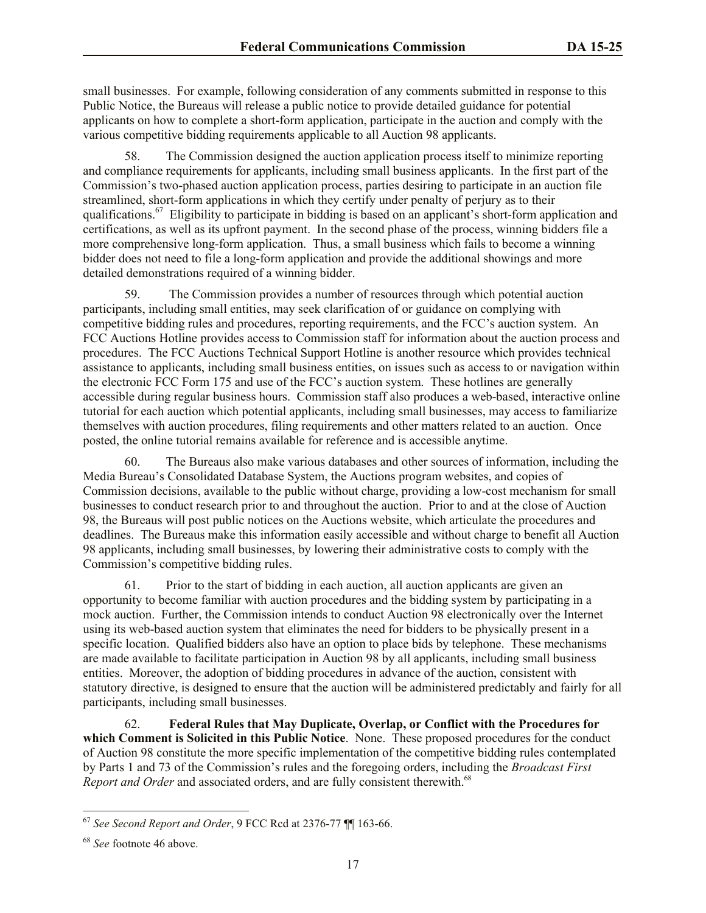small businesses. For example, following consideration of any comments submitted in response to this Public Notice, the Bureaus will release a public notice to provide detailed guidance for potential applicants on how to complete a short-form application, participate in the auction and comply with the various competitive bidding requirements applicable to all Auction 98 applicants.

58. The Commission designed the auction application process itself to minimize reporting and compliance requirements for applicants, including small business applicants. In the first part of the Commission's two-phased auction application process, parties desiring to participate in an auction file streamlined, short-form applications in which they certify under penalty of perjury as to their qualifications.[67] Eligibility to participate in bidding is based on an applicant's short-form application and certifications, as well as its upfront payment. In the second phase of the process, winning bidders file a more comprehensive long-form application. Thus, a small business which fails to become a winning bidder does not need to file a long-form application and provide the additional showings and more detailed demonstrations required of a winning bidder.

59. The Commission provides a number of resources through which potential auction participants, including small entities, may seek clarification of or guidance on complying with competitive bidding rules and procedures, reporting requirements, and the FCC's auction system. An FCC Auctions Hotline provides access to Commission staff for information about the auction process and procedures. The FCC Auctions Technical Support Hotline is another resource which provides technical assistance to applicants, including small business entities, on issues such as access to or navigation within the electronic FCC Form 175 and use of the FCC's auction system. These hotlines are generally accessible during regular business hours. Commission staff also produces a web-based, interactive online tutorial for each auction which potential applicants, including small businesses, may access to familiarize themselves with auction procedures, filing requirements and other matters related to an auction. Once posted, the online tutorial remains available for reference and is accessible anytime.

60. The Bureaus also make various databases and other sources of information, including the Media Bureau's Consolidated Database System, the Auctions program websites, and copies of Commission decisions, available to the public without charge, providing a low-cost mechanism for small businesses to conduct research prior to and throughout the auction. Prior to and at the close of Auction 98, the Bureaus will post public notices on the Auctions website, which articulate the procedures and deadlines. The Bureaus make this information easily accessible and without charge to benefit all Auction 98 applicants, including small businesses, by lowering their administrative costs to comply with the Commission's competitive bidding rules.

61. Prior to the start of bidding in each auction, all auction applicants are given an opportunity to become familiar with auction procedures and the bidding system by participating in a mock auction. Further, the Commission intends to conduct Auction 98 electronically over the Internet using its web-based auction system that eliminates the need for bidders to be physically present in a specific location. Qualified bidders also have an option to place bids by telephone. These mechanisms are made available to facilitate participation in Auction 98 by all applicants, including small business entities. Moreover, the adoption of bidding procedures in advance of the auction, consistent with statutory directive, is designed to ensure that the auction will be administered predictably and fairly for all participants, including small businesses.

62. **Federal Rules that May Duplicate, Overlap, or Conflict with the Procedures for which Comment is Solicited in this Public Notice**. None. These proposed procedures for the conduct of Auction 98 constitute the more specific implementation of the competitive bidding rules contemplated by Parts 1 and 73 of the Commission's rules and the foregoing orders, including the *Broadcast First Report and Order* and associated orders, and are fully consistent therewith.[68]

[67] *See Second Report and Order*, 9 FCC Rcd at 2376-77 ¶¶ 163-66.

[68] *See* footnote 46 above.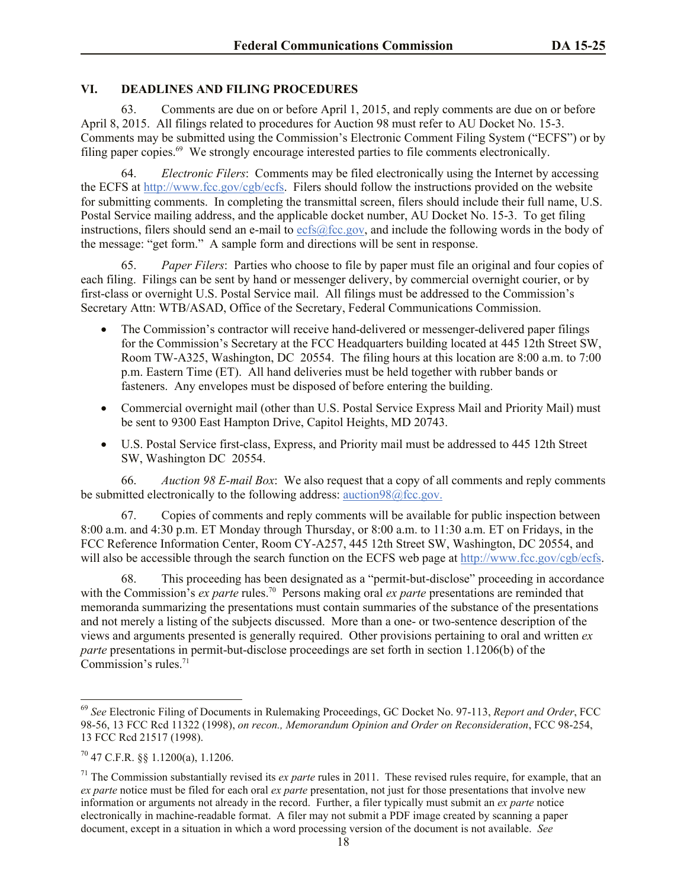## VI. DEADLINES AND FILING PROCEDURES

63. Comments are due on or before April 1, 2015, and reply comments are due on or before April 8, 2015. All filings related to procedures for Auction 98 must refer to AU Docket No. 15-3. Comments may be submitted using the Commission's Electronic Comment Filing System ("ECFS") or by filing paper copies.[69] We strongly encourage interested parties to file comments electronically.

64. *Electronic Filers*: Comments may be filed electronically using the Internet by accessing the ECFS at http://www.fcc.gov/cgb/ecfs. Filers should follow the instructions provided on the website for submitting comments. In completing the transmittal screen, filers should include their full name, U.S. Postal Service mailing address, and the applicable docket number, AU Docket No. 15-3. To get filing instructions, filers should send an e-mail to ecfs@fcc.gov, and include the following words in the body of the message: "get form." A sample form and directions will be sent in response.

65. *Paper Filers*: Parties who choose to file by paper must file an original and four copies of each filing. Filings can be sent by hand or messenger delivery, by commercial overnight courier, or by first-class or overnight U.S. Postal Service mail. All filings must be addressed to the Commission's Secretary Attn: WTB/ASAD, Office of the Secretary, Federal Communications Commission.

- The Commission's contractor will receive hand-delivered or messenger-delivered paper filings for the Commission's Secretary at the FCC Headquarters building located at 445 12th Street SW, Room TW-A325, Washington, DC 20554. The filing hours at this location are 8:00 a.m. to 7:00 p.m. Eastern Time (ET). All hand deliveries must be held together with rubber bands or fasteners. Any envelopes must be disposed of before entering the building.
- Commercial overnight mail (other than U.S. Postal Service Express Mail and Priority Mail) must be sent to 9300 East Hampton Drive, Capitol Heights, MD 20743.
- U.S. Postal Service first-class, Express, and Priority mail must be addressed to 445 12th Street SW, Washington DC 20554.

66. *Auction 98 E-mail Box*: We also request that a copy of all comments and reply comments be submitted electronically to the following address: auction98@fcc.gov.

67. Copies of comments and reply comments will be available for public inspection between 8:00 a.m. and 4:30 p.m. ET Monday through Thursday, or 8:00 a.m. to 11:30 a.m. ET on Fridays, in the FCC Reference Information Center, Room CY-A257, 445 12th Street SW, Washington, DC 20554, and will also be accessible through the search function on the ECFS web page at http://www.fcc.gov/cgb/ecfs.

68. This proceeding has been designated as a "permit-but-disclose" proceeding in accordance with the Commission's *ex parte* rules.[70] Persons making oral *ex parte* presentations are reminded that memoranda summarizing the presentations must contain summaries of the substance of the presentations and not merely a listing of the subjects discussed. More than a one- or two-sentence description of the views and arguments presented is generally required. Other provisions pertaining to oral and written *ex parte* presentations in permit-but-disclose proceedings are set forth in section 1.1206(b) of the Commission's rules.[71]

---

[69] *See* Electronic Filing of Documents in Rulemaking Proceedings, GC Docket No. 97-113, *Report and Order*, FCC 98-56, 13 FCC Rcd 11322 (1998), *on recon., Memorandum Opinion and Order on Reconsideration*, FCC 98-254, 13 FCC Rcd 21517 (1998).

[70] 47 C.F.R. §§ 1.1200(a), 1.1206.

[71] The Commission substantially revised its *ex parte* rules in 2011. These revised rules require, for example, that an *ex parte* notice must be filed for each oral *ex parte* presentation, not just for those presentations that involve new information or arguments not already in the record. Further, a filer typically must submit an *ex parte* notice electronically in machine-readable format. A filer may not submit a PDF image created by scanning a paper document, except in a situation in which a word processing version of the document is not available. *See*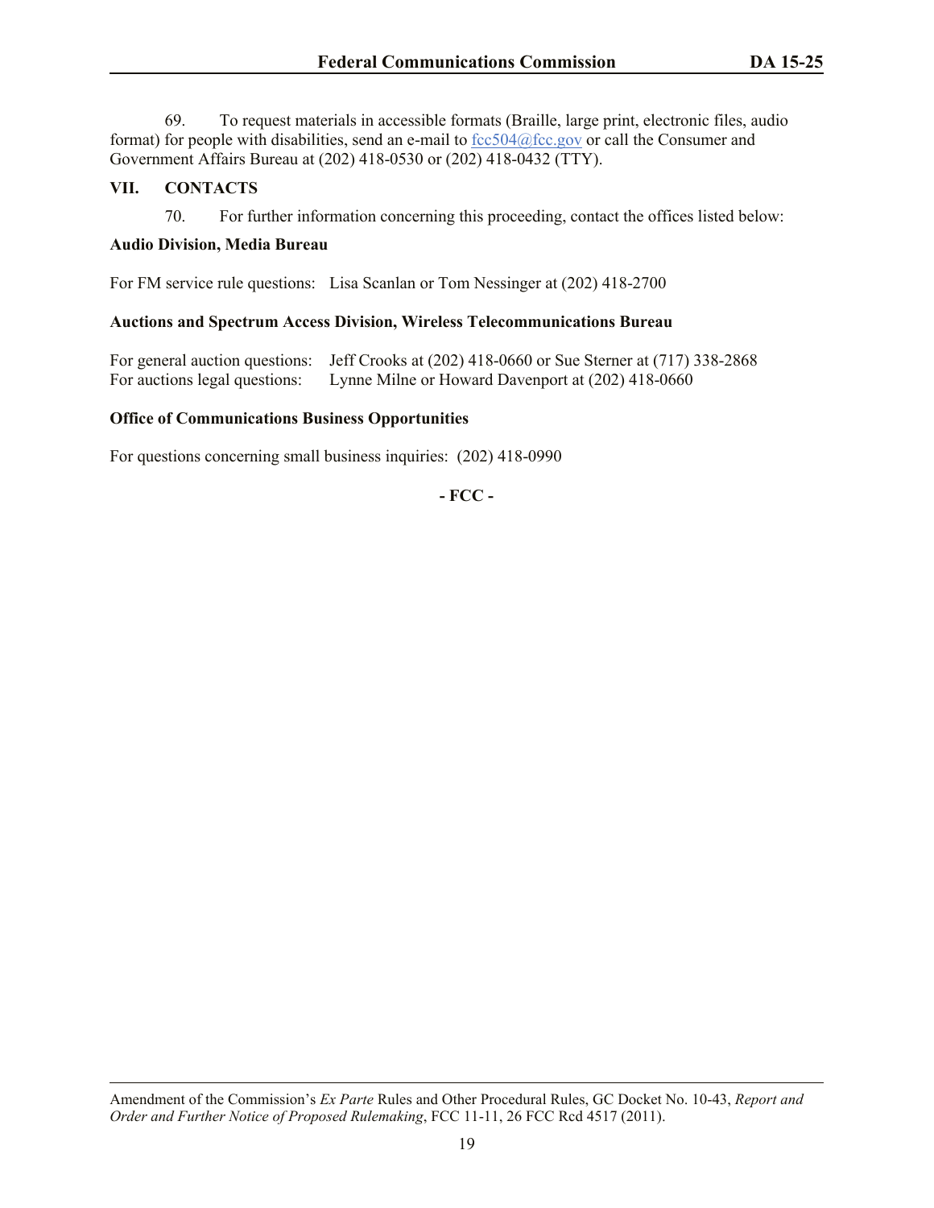69. To request materials in accessible formats (Braille, large print, electronic files, audio format) for people with disabilities, send an e-mail to fcc504@fcc.gov or call the Consumer and Government Affairs Bureau at (202) 418-0530 or (202) 418-0432 (TTY).

## VII. CONTACTS

70. For further information concerning this proceeding, contact the offices listed below:

**Audio Division, Media Bureau**

For FM service rule questions: Lisa Scanlan or Tom Nessinger at (202) 418-2700

**Auctions and Spectrum Access Division, Wireless Telecommunications Bureau**

For general auction questions: Jeff Crooks at (202) 418-0660 or Sue Sterner at (717) 338-2868
For auctions legal questions: Lynne Milne or Howard Davenport at (202) 418-0660

**Office of Communications Business Opportunities**

For questions concerning small business inquiries: (202) 418-0990

**- FCC -**

---

Amendment of the Commission's *Ex Parte* Rules and Other Procedural Rules, GC Docket No. 10-43, *Report and Order and Further Notice of Proposed Rulemaking*, FCC 11-11, 26 FCC Rcd 4517 (2011).